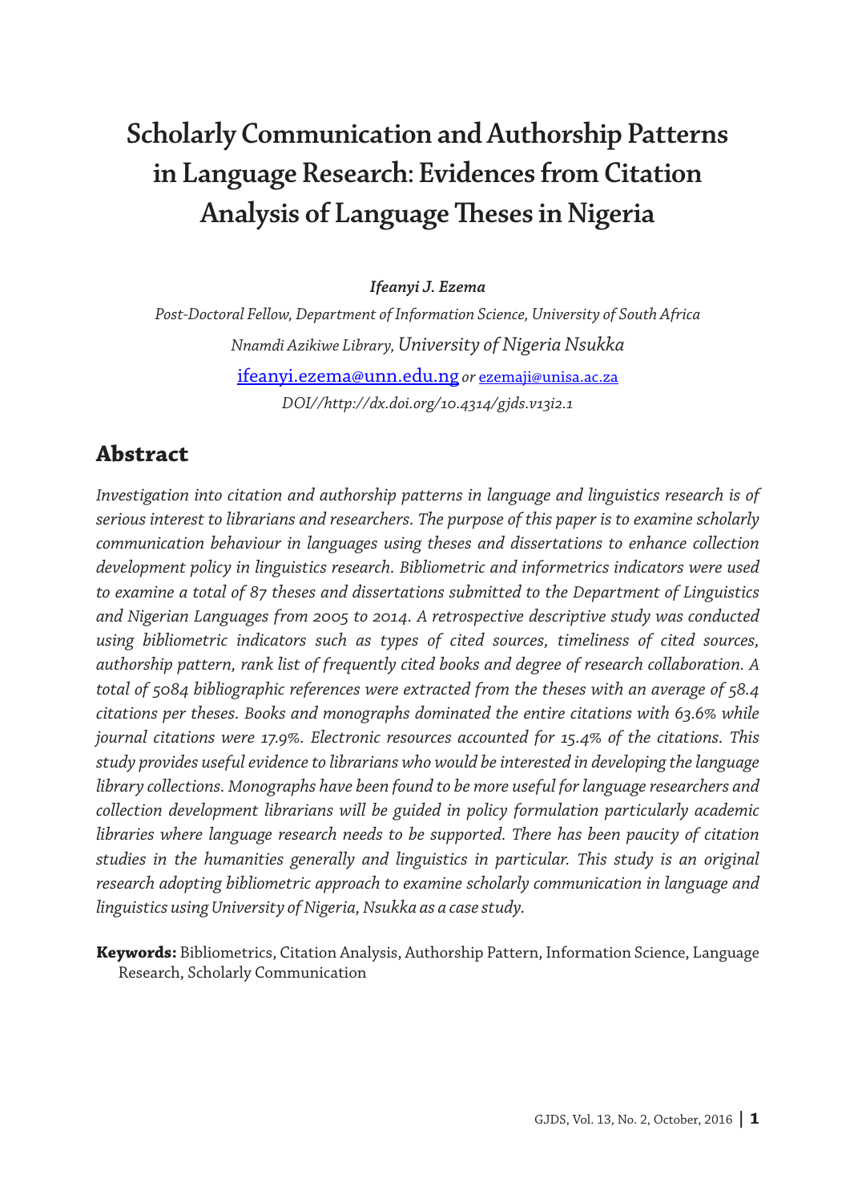# Scholarly Communication and Authorship Patterns in Language Research: Evidences from Citation Analysis of Language Theses in Nigeria

***Ifeanyi J. Ezema***

*Post-Doctoral Fellow, Department of Information Science, University of South Africa*

*Nnamdi Azikiwe Library, University of Nigeria Nsukka*

ifeanyi.ezema@unn.edu.ng *or* ezemaji@unisa.ac.za

*DOI//http://dx.doi.org/10.4314/gjds.v13i2.1*

## Abstract

*Investigation into citation and authorship patterns in language and linguistics research is of serious interest to librarians and researchers. The purpose of this paper is to examine scholarly communication behaviour in languages using theses and dissertations to enhance collection development policy in linguistics research. Bibliometric and informetrics indicators were used to examine a total of 87 theses and dissertations submitted to the Department of Linguistics and Nigerian Languages from 2005 to 2014. A retrospective descriptive study was conducted using bibliometric indicators such as types of cited sources, timeliness of cited sources, authorship pattern, rank list of frequently cited books and degree of research collaboration. A total of 5084 bibliographic references were extracted from the theses with an average of 58.4 citations per theses. Books and monographs dominated the entire citations with 63.6% while journal citations were 17.9%. Electronic resources accounted for 15.4% of the citations. This study provides useful evidence to librarians who would be interested in developing the language library collections. Monographs have been found to be more useful for language researchers and collection development librarians will be guided in policy formulation particularly academic libraries where language research needs to be supported. There has been paucity of citation studies in the humanities generally and linguistics in particular. This study is an original research adopting bibliometric approach to examine scholarly communication in language and linguistics using University of Nigeria, Nsukka as a case study.*

**Keywords:** Bibliometrics, Citation Analysis, Authorship Pattern, Information Science, Language Research, Scholarly Communication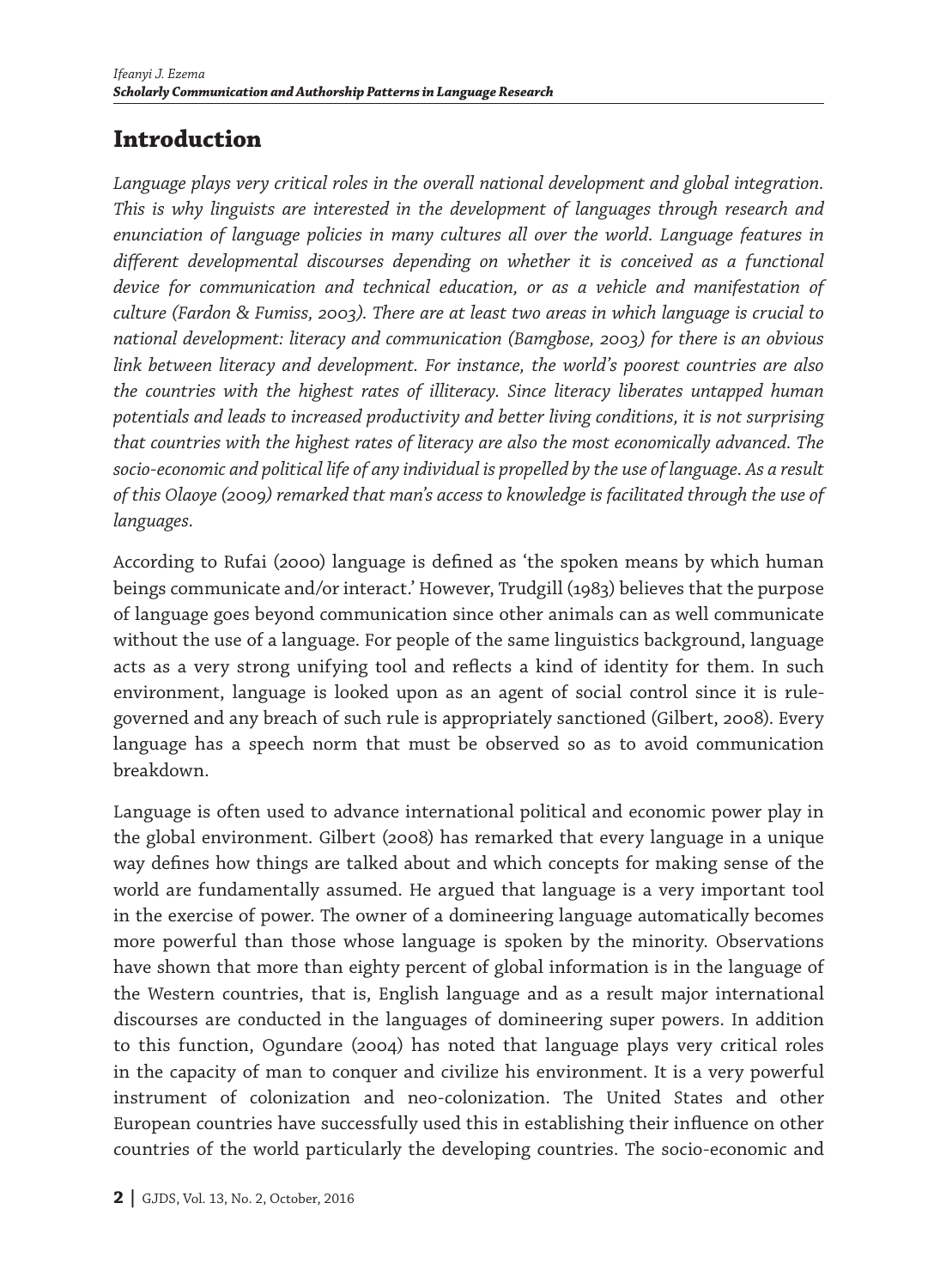## Introduction

*Language plays very critical roles in the overall national development and global integration. This is why linguists are interested in the development of languages through research and enunciation of language policies in many cultures all over the world. Language features in different developmental discourses depending on whether it is conceived as a functional device for communication and technical education, or as a vehicle and manifestation of culture (Fardon & Fumiss, 2003). There are at least two areas in which language is crucial to national development: literacy and communication (Bamgbose, 2003) for there is an obvious link between literacy and development. For instance, the world's poorest countries are also the countries with the highest rates of illiteracy. Since literacy liberates untapped human potentials and leads to increased productivity and better living conditions, it is not surprising that countries with the highest rates of literacy are also the most economically advanced. The socio-economic and political life of any individual is propelled by the use of language. As a result of this Olaoye (2009) remarked that man's access to knowledge is facilitated through the use of languages.*

According to Rufai (2000) language is defined as 'the spoken means by which human beings communicate and/or interact.' However, Trudgill (1983) believes that the purpose of language goes beyond communication since other animals can as well communicate without the use of a language. For people of the same linguistics background, language acts as a very strong unifying tool and reflects a kind of identity for them. In such environment, language is looked upon as an agent of social control since it is rule-governed and any breach of such rule is appropriately sanctioned (Gilbert, 2008). Every language has a speech norm that must be observed so as to avoid communication breakdown.

Language is often used to advance international political and economic power play in the global environment. Gilbert (2008) has remarked that every language in a unique way defines how things are talked about and which concepts for making sense of the world are fundamentally assumed. He argued that language is a very important tool in the exercise of power. The owner of a domineering language automatically becomes more powerful than those whose language is spoken by the minority. Observations have shown that more than eighty percent of global information is in the language of the Western countries, that is, English language and as a result major international discourses are conducted in the languages of domineering super powers. In addition to this function, Ogundare (2004) has noted that language plays very critical roles in the capacity of man to conquer and civilize his environment. It is a very powerful instrument of colonization and neo-colonization. The United States and other European countries have successfully used this in establishing their influence on other countries of the world particularly the developing countries. The socio-economic and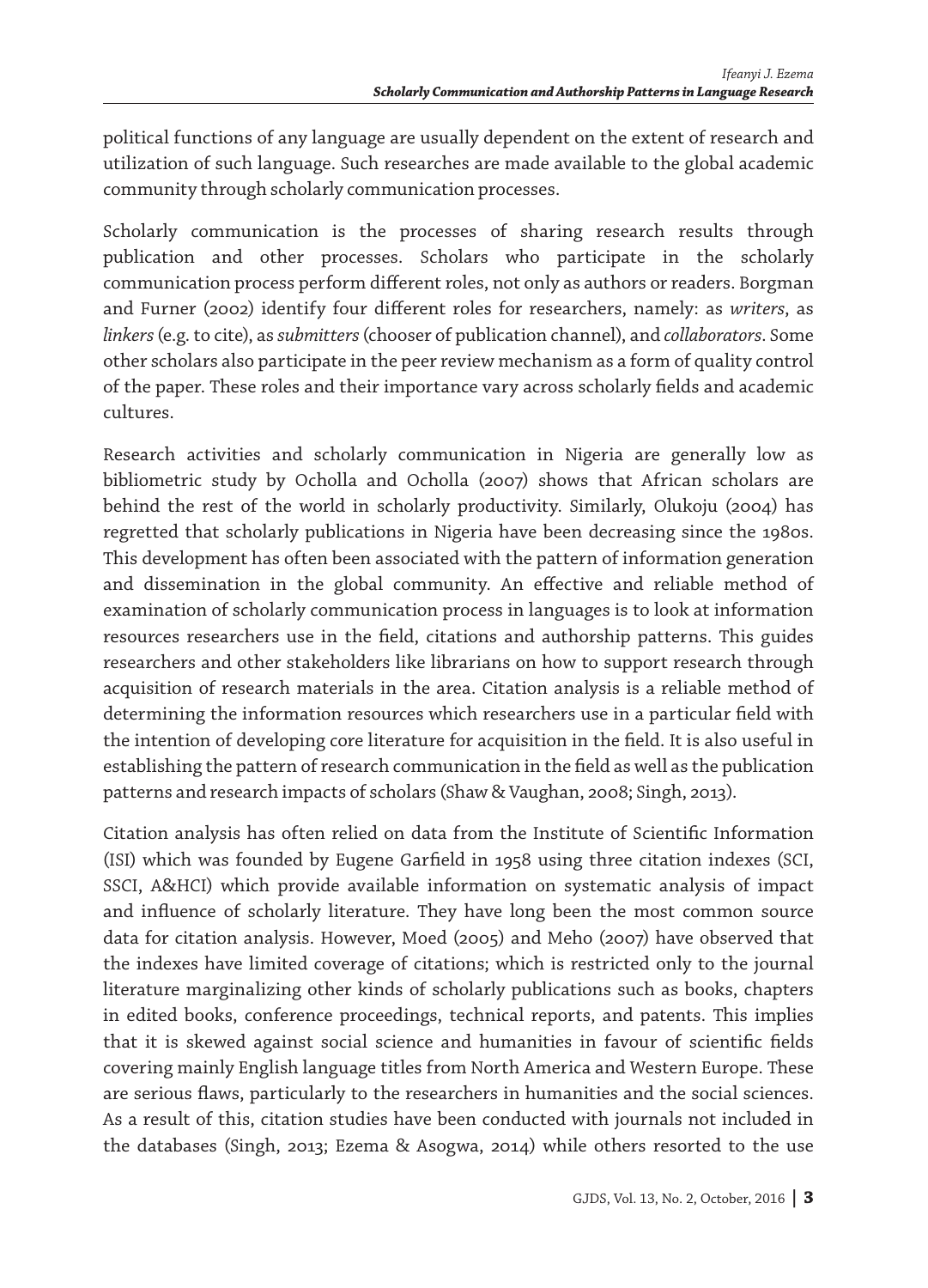political functions of any language are usually dependent on the extent of research and utilization of such language. Such researches are made available to the global academic community through scholarly communication processes.

Scholarly communication is the processes of sharing research results through publication and other processes. Scholars who participate in the scholarly communication process perform different roles, not only as authors or readers. Borgman and Furner (2002) identify four different roles for researchers, namely: as *writers*, as *linkers* (e.g. to cite), as *submitters* (chooser of publication channel), and *collaborators*. Some other scholars also participate in the peer review mechanism as a form of quality control of the paper. These roles and their importance vary across scholarly fields and academic cultures.

Research activities and scholarly communication in Nigeria are generally low as bibliometric study by Ocholla and Ocholla (2007) shows that African scholars are behind the rest of the world in scholarly productivity. Similarly, Olukoju (2004) has regretted that scholarly publications in Nigeria have been decreasing since the 1980s. This development has often been associated with the pattern of information generation and dissemination in the global community. An effective and reliable method of examination of scholarly communication process in languages is to look at information resources researchers use in the field, citations and authorship patterns. This guides researchers and other stakeholders like librarians on how to support research through acquisition of research materials in the area. Citation analysis is a reliable method of determining the information resources which researchers use in a particular field with the intention of developing core literature for acquisition in the field. It is also useful in establishing the pattern of research communication in the field as well as the publication patterns and research impacts of scholars (Shaw & Vaughan, 2008; Singh, 2013).

Citation analysis has often relied on data from the Institute of Scientific Information (ISI) which was founded by Eugene Garfield in 1958 using three citation indexes (SCI, SSCI, A&HCI) which provide available information on systematic analysis of impact and influence of scholarly literature. They have long been the most common source data for citation analysis. However, Moed (2005) and Meho (2007) have observed that the indexes have limited coverage of citations; which is restricted only to the journal literature marginalizing other kinds of scholarly publications such as books, chapters in edited books, conference proceedings, technical reports, and patents. This implies that it is skewed against social science and humanities in favour of scientific fields covering mainly English language titles from North America and Western Europe. These are serious flaws, particularly to the researchers in humanities and the social sciences. As a result of this, citation studies have been conducted with journals not included in the databases (Singh, 2013; Ezema & Asogwa, 2014) while others resorted to the use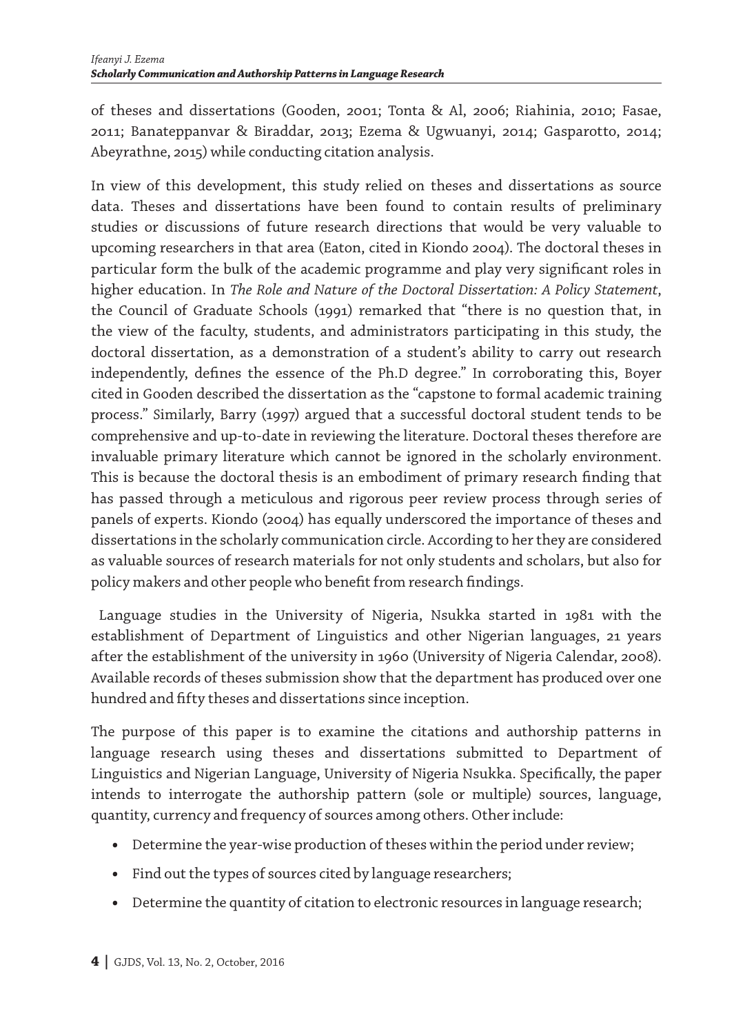of theses and dissertations (Gooden, 2001; Tonta & Al, 2006; Riahinia, 2010; Fasae, 2011; Banateppanvar & Biraddar, 2013; Ezema & Ugwuanyi, 2014; Gasparotto, 2014; Abeyrathne, 2015) while conducting citation analysis.

In view of this development, this study relied on theses and dissertations as source data. Theses and dissertations have been found to contain results of preliminary studies or discussions of future research directions that would be very valuable to upcoming researchers in that area (Eaton, cited in Kiondo 2004). The doctoral theses in particular form the bulk of the academic programme and play very significant roles in higher education. In *The Role and Nature of the Doctoral Dissertation: A Policy Statement*, the Council of Graduate Schools (1991) remarked that "there is no question that, in the view of the faculty, students, and administrators participating in this study, the doctoral dissertation, as a demonstration of a student's ability to carry out research independently, defines the essence of the Ph.D degree." In corroborating this, Boyer cited in Gooden described the dissertation as the "capstone to formal academic training process." Similarly, Barry (1997) argued that a successful doctoral student tends to be comprehensive and up-to-date in reviewing the literature. Doctoral theses therefore are invaluable primary literature which cannot be ignored in the scholarly environment. This is because the doctoral thesis is an embodiment of primary research finding that has passed through a meticulous and rigorous peer review process through series of panels of experts. Kiondo (2004) has equally underscored the importance of theses and dissertations in the scholarly communication circle. According to her they are considered as valuable sources of research materials for not only students and scholars, but also for policy makers and other people who benefit from research findings.

Language studies in the University of Nigeria, Nsukka started in 1981 with the establishment of Department of Linguistics and other Nigerian languages, 21 years after the establishment of the university in 1960 (University of Nigeria Calendar, 2008). Available records of theses submission show that the department has produced over one hundred and fifty theses and dissertations since inception.

The purpose of this paper is to examine the citations and authorship patterns in language research using theses and dissertations submitted to Department of Linguistics and Nigerian Language, University of Nigeria Nsukka. Specifically, the paper intends to interrogate the authorship pattern (sole or multiple) sources, language, quantity, currency and frequency of sources among others. Other include:

- Determine the year-wise production of theses within the period under review;
- Find out the types of sources cited by language researchers;
- Determine the quantity of citation to electronic resources in language research;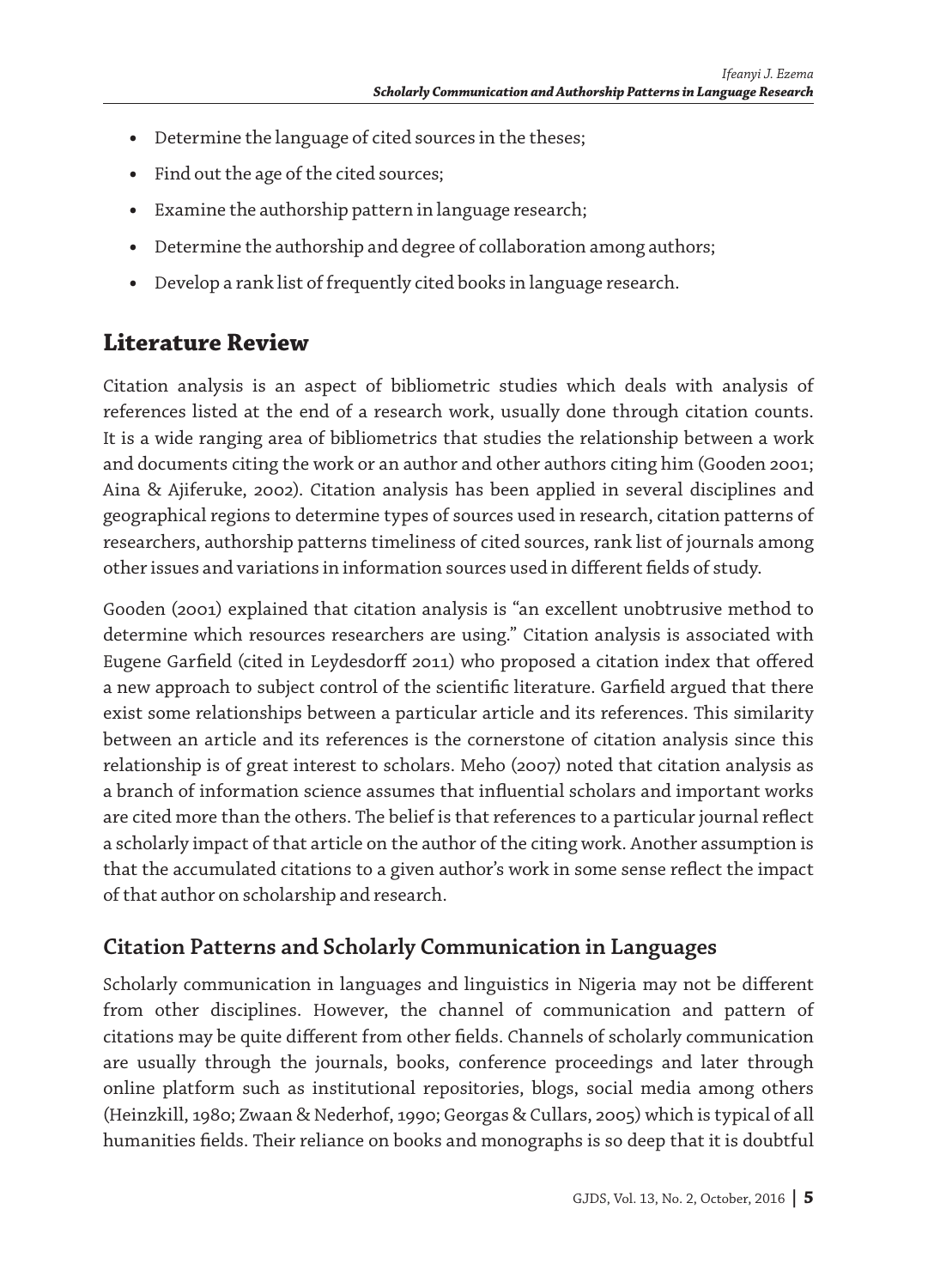- Determine the language of cited sources in the theses;
- Find out the age of the cited sources;
- Examine the authorship pattern in language research;
- Determine the authorship and degree of collaboration among authors;
- Develop a rank list of frequently cited books in language research.

## Literature Review

Citation analysis is an aspect of bibliometric studies which deals with analysis of references listed at the end of a research work, usually done through citation counts. It is a wide ranging area of bibliometrics that studies the relationship between a work and documents citing the work or an author and other authors citing him (Gooden 2001; Aina & Ajiferuke, 2002). Citation analysis has been applied in several disciplines and geographical regions to determine types of sources used in research, citation patterns of researchers, authorship patterns timeliness of cited sources, rank list of journals among other issues and variations in information sources used in different fields of study.

Gooden (2001) explained that citation analysis is "an excellent unobtrusive method to determine which resources researchers are using." Citation analysis is associated with Eugene Garfield (cited in Leydesdorff 2011) who proposed a citation index that offered a new approach to subject control of the scientific literature. Garfield argued that there exist some relationships between a particular article and its references. This similarity between an article and its references is the cornerstone of citation analysis since this relationship is of great interest to scholars. Meho (2007) noted that citation analysis as a branch of information science assumes that influential scholars and important works are cited more than the others. The belief is that references to a particular journal reflect a scholarly impact of that article on the author of the citing work. Another assumption is that the accumulated citations to a given author's work in some sense reflect the impact of that author on scholarship and research.

### Citation Patterns and Scholarly Communication in Languages

Scholarly communication in languages and linguistics in Nigeria may not be different from other disciplines. However, the channel of communication and pattern of citations may be quite different from other fields. Channels of scholarly communication are usually through the journals, books, conference proceedings and later through online platform such as institutional repositories, blogs, social media among others (Heinzkill, 1980; Zwaan & Nederhof, 1990; Georgas & Cullars, 2005) which is typical of all humanities fields. Their reliance on books and monographs is so deep that it is doubtful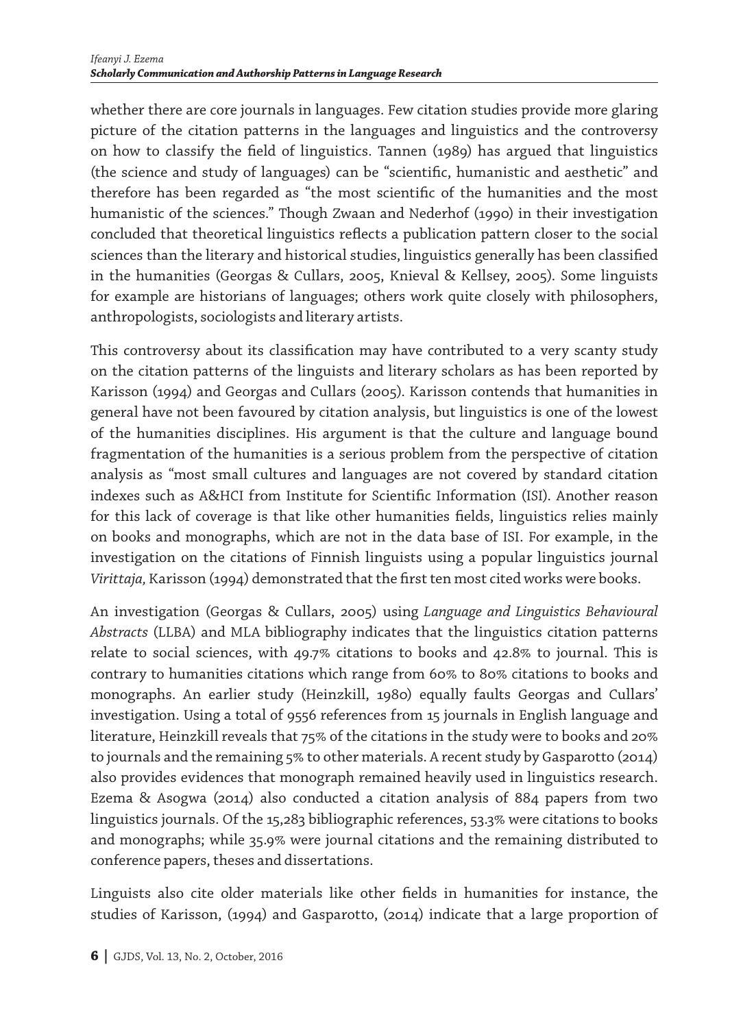whether there are core journals in languages. Few citation studies provide more glaring picture of the citation patterns in the languages and linguistics and the controversy on how to classify the field of linguistics. Tannen (1989) has argued that linguistics (the science and study of languages) can be "scientific, humanistic and aesthetic" and therefore has been regarded as "the most scientific of the humanities and the most humanistic of the sciences." Though Zwaan and Nederhof (1990) in their investigation concluded that theoretical linguistics reflects a publication pattern closer to the social sciences than the literary and historical studies, linguistics generally has been classified in the humanities (Georgas & Cullars, 2005, Knieval & Kellsey, 2005). Some linguists for example are historians of languages; others work quite closely with philosophers, anthropologists, sociologists and literary artists.

This controversy about its classification may have contributed to a very scanty study on the citation patterns of the linguists and literary scholars as has been reported by Karisson (1994) and Georgas and Cullars (2005). Karisson contends that humanities in general have not been favoured by citation analysis, but linguistics is one of the lowest of the humanities disciplines. His argument is that the culture and language bound fragmentation of the humanities is a serious problem from the perspective of citation analysis as "most small cultures and languages are not covered by standard citation indexes such as A&HCI from Institute for Scientific Information (ISI). Another reason for this lack of coverage is that like other humanities fields, linguistics relies mainly on books and monographs, which are not in the data base of ISI. For example, in the investigation on the citations of Finnish linguists using a popular linguistics journal *Virittaja,* Karisson (1994) demonstrated that the first ten most cited works were books.

An investigation (Georgas & Cullars, 2005) using *Language and Linguistics Behavioural Abstracts* (LLBA) and MLA bibliography indicates that the linguistics citation patterns relate to social sciences, with 49.7% citations to books and 42.8% to journal. This is contrary to humanities citations which range from 60% to 80% citations to books and monographs. An earlier study (Heinzkill, 1980) equally faults Georgas and Cullars' investigation. Using a total of 9556 references from 15 journals in English language and literature, Heinzkill reveals that 75% of the citations in the study were to books and 20% to journals and the remaining 5% to other materials. A recent study by Gasparotto (2014) also provides evidences that monograph remained heavily used in linguistics research. Ezema & Asogwa (2014) also conducted a citation analysis of 884 papers from two linguistics journals. Of the 15,283 bibliographic references, 53.3% were citations to books and monographs; while 35.9% were journal citations and the remaining distributed to conference papers, theses and dissertations.

Linguists also cite older materials like other fields in humanities for instance, the studies of Karisson, (1994) and Gasparotto, (2014) indicate that a large proportion of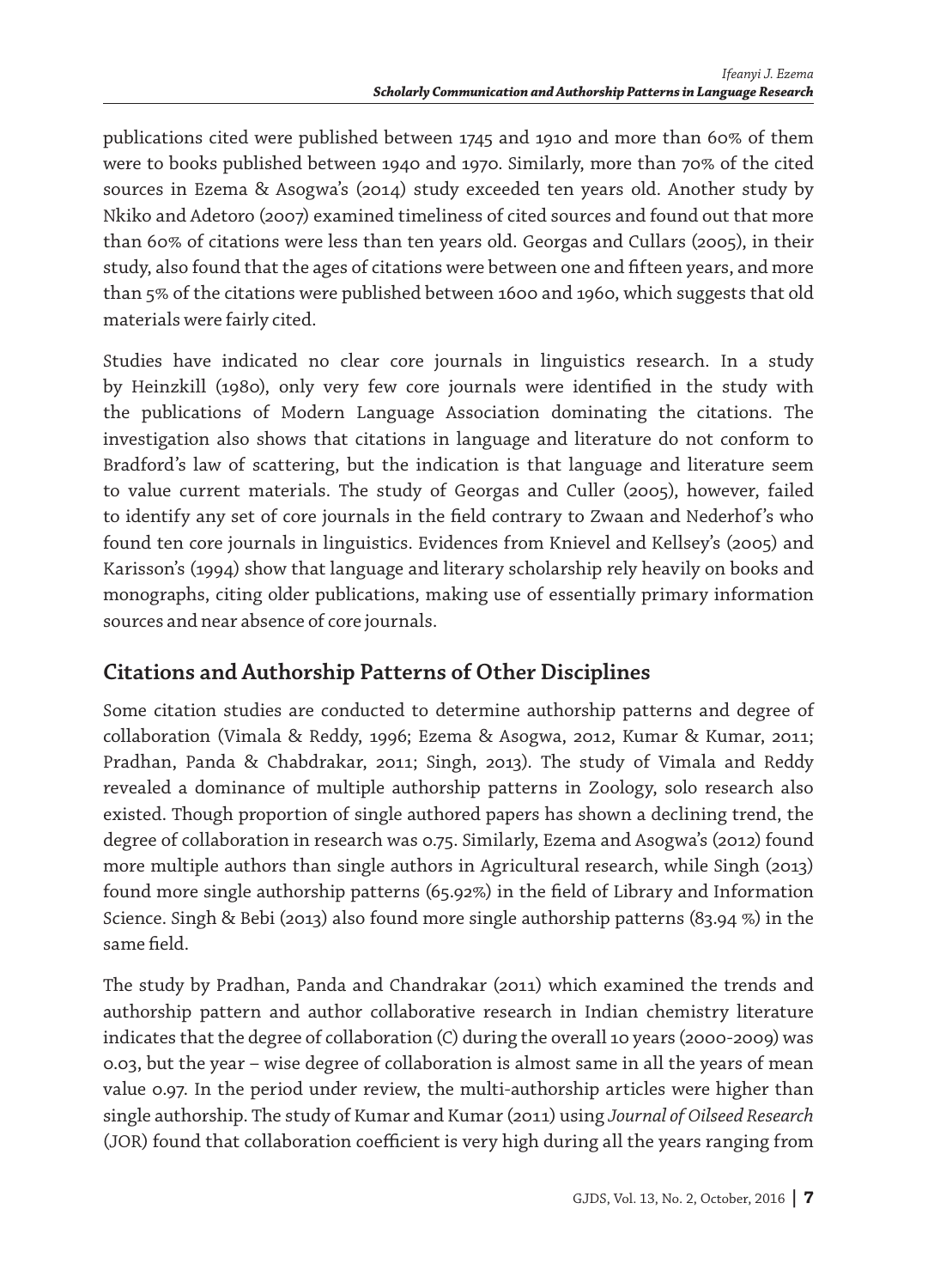publications cited were published between 1745 and 1910 and more than 60% of them were to books published between 1940 and 1970. Similarly, more than 70% of the cited sources in Ezema & Asogwa's (2014) study exceeded ten years old. Another study by Nkiko and Adetoro (2007) examined timeliness of cited sources and found out that more than 60% of citations were less than ten years old. Georgas and Cullars (2005), in their study, also found that the ages of citations were between one and fifteen years, and more than 5% of the citations were published between 1600 and 1960, which suggests that old materials were fairly cited.

Studies have indicated no clear core journals in linguistics research. In a study by Heinzkill (1980), only very few core journals were identified in the study with the publications of Modern Language Association dominating the citations. The investigation also shows that citations in language and literature do not conform to Bradford's law of scattering, but the indication is that language and literature seem to value current materials. The study of Georgas and Culler (2005), however, failed to identify any set of core journals in the field contrary to Zwaan and Nederhof's who found ten core journals in linguistics. Evidences from Knievel and Kellsey's (2005) and Karisson's (1994) show that language and literary scholarship rely heavily on books and monographs, citing older publications, making use of essentially primary information sources and near absence of core journals.

## Citations and Authorship Patterns of Other Disciplines

Some citation studies are conducted to determine authorship patterns and degree of collaboration (Vimala & Reddy, 1996; Ezema & Asogwa, 2012, Kumar & Kumar, 2011; Pradhan, Panda & Chabdrakar, 2011; Singh, 2013). The study of Vimala and Reddy revealed a dominance of multiple authorship patterns in Zoology, solo research also existed. Though proportion of single authored papers has shown a declining trend, the degree of collaboration in research was 0.75. Similarly, Ezema and Asogwa's (2012) found more multiple authors than single authors in Agricultural research, while Singh (2013) found more single authorship patterns (65.92%) in the field of Library and Information Science. Singh & Bebi (2013) also found more single authorship patterns (83.94 %) in the same field.

The study by Pradhan, Panda and Chandrakar (2011) which examined the trends and authorship pattern and author collaborative research in Indian chemistry literature indicates that the degree of collaboration (C) during the overall 10 years (2000-2009) was 0.03, but the year – wise degree of collaboration is almost same in all the years of mean value 0.97. In the period under review, the multi-authorship articles were higher than single authorship. The study of Kumar and Kumar (2011) using *Journal of Oilseed Research* (JOR) found that collaboration coefficient is very high during all the years ranging from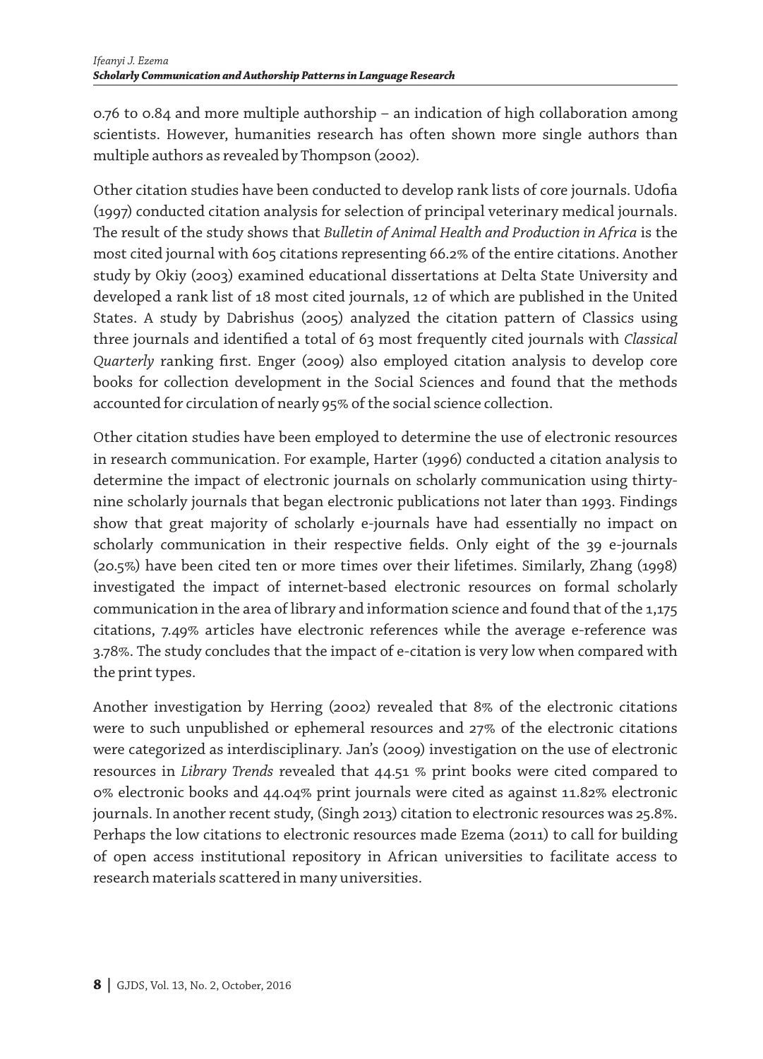0.76 to 0.84 and more multiple authorship – an indication of high collaboration among scientists. However, humanities research has often shown more single authors than multiple authors as revealed by Thompson (2002).

Other citation studies have been conducted to develop rank lists of core journals. Udofia (1997) conducted citation analysis for selection of principal veterinary medical journals. The result of the study shows that *Bulletin of Animal Health and Production in Africa* is the most cited journal with 605 citations representing 66.2% of the entire citations. Another study by Okiy (2003) examined educational dissertations at Delta State University and developed a rank list of 18 most cited journals, 12 of which are published in the United States. A study by Dabrishus (2005) analyzed the citation pattern of Classics using three journals and identified a total of 63 most frequently cited journals with *Classical Quarterly* ranking first. Enger (2009) also employed citation analysis to develop core books for collection development in the Social Sciences and found that the methods accounted for circulation of nearly 95% of the social science collection.

Other citation studies have been employed to determine the use of electronic resources in research communication. For example, Harter (1996) conducted a citation analysis to determine the impact of electronic journals on scholarly communication using thirty-nine scholarly journals that began electronic publications not later than 1993. Findings show that great majority of scholarly e-journals have had essentially no impact on scholarly communication in their respective fields. Only eight of the 39 e-journals (20.5%) have been cited ten or more times over their lifetimes. Similarly, Zhang (1998) investigated the impact of internet-based electronic resources on formal scholarly communication in the area of library and information science and found that of the 1,175 citations, 7.49% articles have electronic references while the average e-reference was 3.78%. The study concludes that the impact of e-citation is very low when compared with the print types.

Another investigation by Herring (2002) revealed that 8% of the electronic citations were to such unpublished or ephemeral resources and 27% of the electronic citations were categorized as interdisciplinary. Jan's (2009) investigation on the use of electronic resources in *Library Trends* revealed that 44.51 % print books were cited compared to 0% electronic books and 44.04% print journals were cited as against 11.82% electronic journals. In another recent study, (Singh 2013) citation to electronic resources was 25.8%. Perhaps the low citations to electronic resources made Ezema (2011) to call for building of open access institutional repository in African universities to facilitate access to research materials scattered in many universities.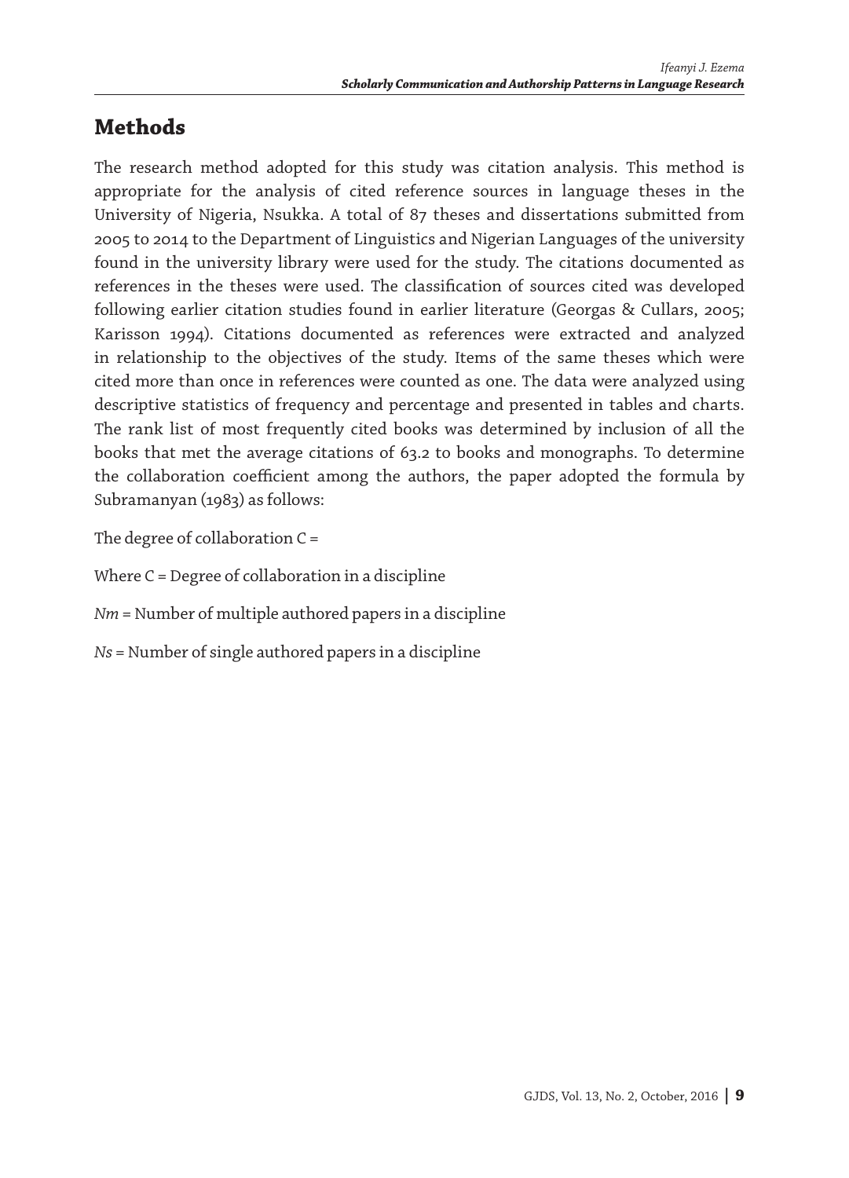## Methods

The research method adopted for this study was citation analysis. This method is appropriate for the analysis of cited reference sources in language theses in the University of Nigeria, Nsukka. A total of 87 theses and dissertations submitted from 2005 to 2014 to the Department of Linguistics and Nigerian Languages of the university found in the university library were used for the study. The citations documented as references in the theses were used. The classification of sources cited was developed following earlier citation studies found in earlier literature (Georgas & Cullars, 2005; Karisson 1994). Citations documented as references were extracted and analyzed in relationship to the objectives of the study. Items of the same theses which were cited more than once in references were counted as one. The data were analyzed using descriptive statistics of frequency and percentage and presented in tables and charts. The rank list of most frequently cited books was determined by inclusion of all the books that met the average citations of 63.2 to books and monographs. To determine the collaboration coefficient among the authors, the paper adopted the formula by Subramanyan (1983) as follows:

The degree of collaboration C =

Where C = Degree of collaboration in a discipline

*Nm* = Number of multiple authored papers in a discipline

*Ns* = Number of single authored papers in a discipline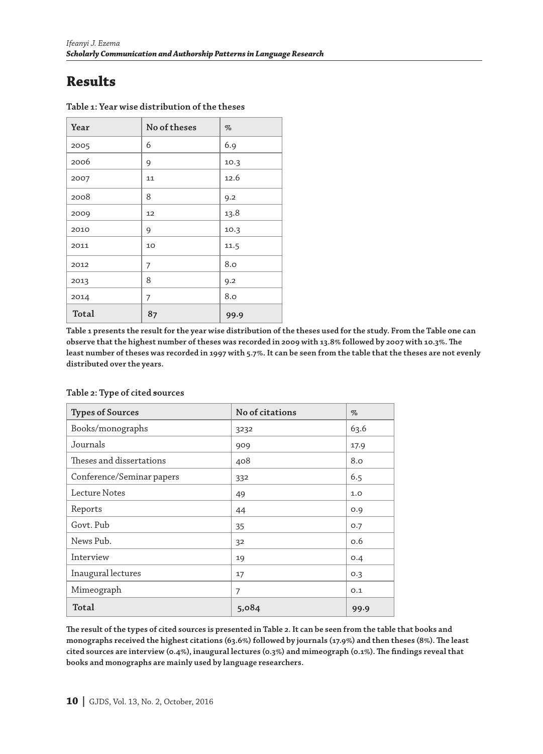# Results

**Table 1: Year wise distribution of the theses**

| Year | No of theses | % |
|---|---|---|
| 2005 | 6 | 6.9 |
| 2006 | 9 | 10.3 |
| 2007 | 11 | 12.6 |
| 2008 | 8 | 9.2 |
| 2009 | 12 | 13.8 |
| 2010 | 9 | 10.3 |
| 2011 | 10 | 11.5 |
| 2012 | 7 | 8.0 |
| 2013 | 8 | 9.2 |
| 2014 | 7 | 8.0 |
| **Total** | **87** | **99.9** |

**Table 1 presents the result for the year wise distribution of the theses used for the study. From the Table one can observe that the highest number of theses was recorded in 2009 with 13.8% followed by 2007 with 10.3%. The least number of theses was recorded in 1997 with 5.7%. It can be seen from the table that the theses are not evenly distributed over the years.**

**Table 2: Type of cited sources**

| Types of Sources | No of citations | % |
|---|---|---|
| Books/monographs | 3232 | 63.6 |
| Journals | 909 | 17.9 |
| Theses and dissertations | 408 | 8.0 |
| Conference/Seminar papers | 332 | 6.5 |
| Lecture Notes | 49 | 1.0 |
| Reports | 44 | 0.9 |
| Govt. Pub | 35 | 0.7 |
| News Pub. | 32 | 0.6 |
| Interview | 19 | 0.4 |
| Inaugural lectures | 17 | 0.3 |
| Mimeograph | 7 | 0.1 |
| **Total** | **5,084** | **99.9** |

**The result of the types of cited sources is presented in Table 2. It can be seen from the table that books and monographs received the highest citations (63.6%) followed by journals (17.9%) and then theses (8%). The least cited sources are interview (0.4%), inaugural lectures (0.3%) and mimeograph (0.1%). The findings reveal that books and monographs are mainly used by language researchers.**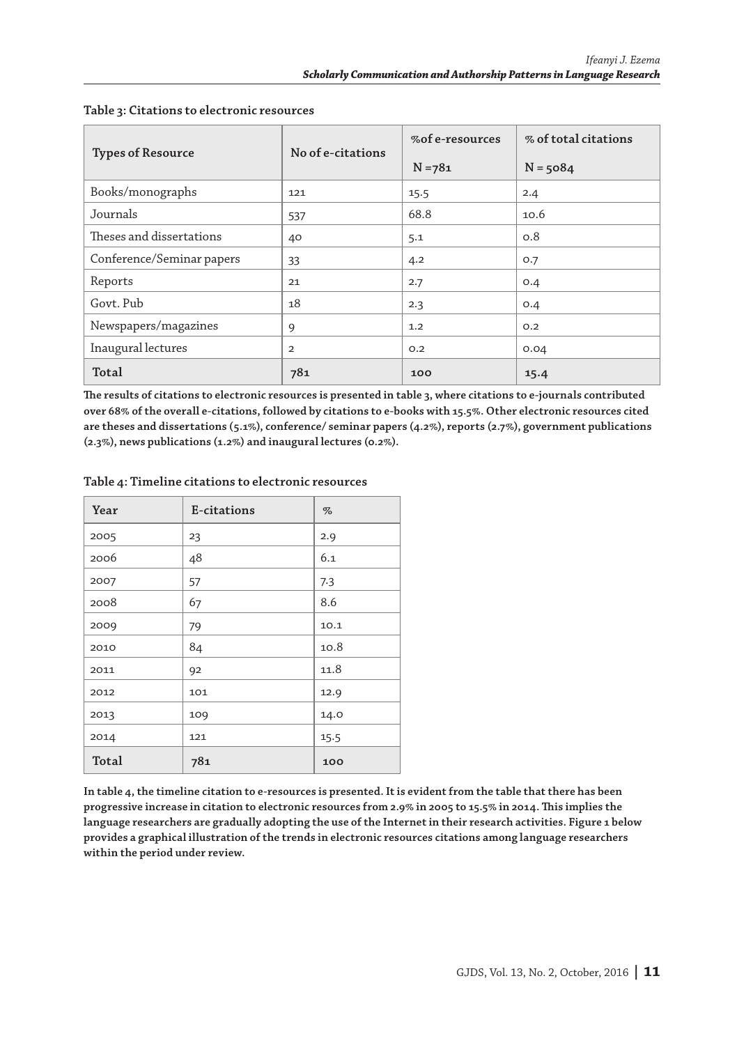**Table 3: Citations to electronic resources**

| Types of Resource | No of e-citations | %of e-resources N =781 | % of total citations N = 5084 |
|---|---|---|---|
| Books/monographs | 121 | 15.5 | 2.4 |
| Journals | 537 | 68.8 | 10.6 |
| Theses and dissertations | 40 | 5.1 | 0.8 |
| Conference/Seminar papers | 33 | 4.2 | 0.7 |
| Reports | 21 | 2.7 | 0.4 |
| Govt. Pub | 18 | 2.3 | 0.4 |
| Newspapers/magazines | 9 | 1.2 | 0.2 |
| Inaugural lectures | 2 | 0.2 | 0.04 |
| **Total** | **781** | **100** | **15.4** |

**The results of citations to electronic resources is presented in table 3, where citations to e-journals contributed over 68% of the overall e-citations, followed by citations to e-books with 15.5%. Other electronic resources cited are theses and dissertations (5.1%), conference/ seminar papers (4.2%), reports (2.7%), government publications (2.3%), news publications (1.2%) and inaugural lectures (0.2%).**

**Table 4: Timeline citations to electronic resources**

| Year | E-citations | % |
|---|---|---|
| 2005 | 23 | 2.9 |
| 2006 | 48 | 6.1 |
| 2007 | 57 | 7.3 |
| 2008 | 67 | 8.6 |
| 2009 | 79 | 10.1 |
| 2010 | 84 | 10.8 |
| 2011 | 92 | 11.8 |
| 2012 | 101 | 12.9 |
| 2013 | 109 | 14.0 |
| 2014 | 121 | 15.5 |
| **Total** | **781** | **100** |

**In table 4, the timeline citation to e-resources is presented. It is evident from the table that there has been progressive increase in citation to electronic resources from 2.9% in 2005 to 15.5% in 2014. This implies the language researchers are gradually adopting the use of the Internet in their research activities. Figure 1 below provides a graphical illustration of the trends in electronic resources citations among language researchers within the period under review.**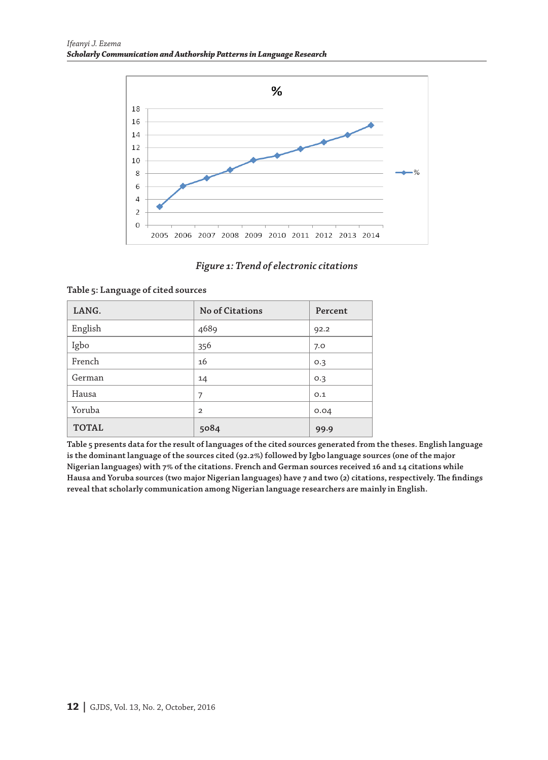*Figure 1: Trend of electronic citations*

**Table 5: Language of cited sources**

| LANG. | No of Citations | Percent |
|---|---|---|
| English | 4689 | 92.2 |
| Igbo | 356 | 7.0 |
| French | 16 | 0.3 |
| German | 14 | 0.3 |
| Hausa | 7 | 0.1 |
| Yoruba | 2 | 0.04 |
| TOTAL | 5084 | 99.9 |

**Table 5 presents data for the result of languages of the cited sources generated from the theses. English language is the dominant language of the sources cited (92.2%) followed by Igbo language sources (one of the major Nigerian languages) with 7% of the citations. French and German sources received 16 and 14 citations while Hausa and Yoruba sources (two major Nigerian languages) have 7 and two (2) citations, respectively. The findings reveal that scholarly communication among Nigerian language researchers are mainly in English.**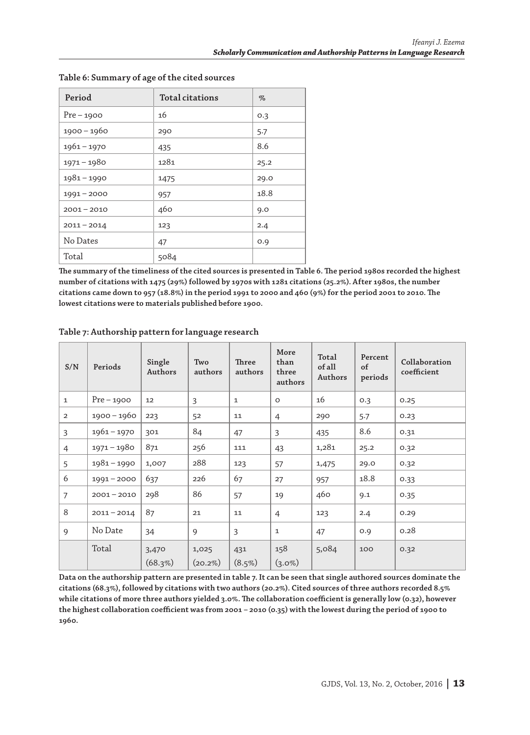**Table 6: Summary of age of the cited sources**

| Period | Total citations | % |
|---|---|---|
| Pre – 1900 | 16 | 0.3 |
| 1900 – 1960 | 290 | 5.7 |
| 1961 – 1970 | 435 | 8.6 |
| 1971 – 1980 | 1281 | 25.2 |
| 1981 – 1990 | 1475 | 29.0 |
| 1991 – 2000 | 957 | 18.8 |
| 2001 – 2010 | 460 | 9.0 |
| 2011 – 2014 | 123 | 2.4 |
| No Dates | 47 | 0.9 |
| Total | 5084 | |

**The summary of the timeliness of the cited sources is presented in Table 6. The period 1980s recorded the highest number of citations with 1475 (29%) followed by 1970s with 1281 citations (25.2%). After 1980s, the number citations came down to 957 (18.8%) in the period 1991 to 2000 and 460 (9%) for the period 2001 to 2010. The lowest citations were to materials published before 1900.**

**Table 7: Authorship pattern for language research**

| S/N | Periods | Single Authors | Two authors | Three authors | More than three authors | Total of all Authors | Percent of periods | Collaboration coefficient |
|---|---|---|---|---|---|---|---|---|
| 1 | Pre – 1900 | 12 | 3 | 1 | 0 | 16 | 0.3 | 0.25 |
| 2 | 1900 – 1960 | 223 | 52 | 11 | 4 | 290 | 5.7 | 0.23 |
| 3 | 1961 – 1970 | 301 | 84 | 47 | 3 | 435 | 8.6 | 0.31 |
| 4 | 1971 – 1980 | 871 | 256 | 111 | 43 | 1,281 | 25.2 | 0.32 |
| 5 | 1981 – 1990 | 1,007 | 288 | 123 | 57 | 1,475 | 29.0 | 0.32 |
| 6 | 1991 – 2000 | 637 | 226 | 67 | 27 | 957 | 18.8 | 0.33 |
| 7 | 2001 – 2010 | 298 | 86 | 57 | 19 | 460 | 9.1 | 0.35 |
| 8 | 2011 – 2014 | 87 | 21 | 11 | 4 | 123 | 2.4 | 0.29 |
| 9 | No Date | 34 | 9 | 3 | 1 | 47 | 0.9 | 0.28 |
| | Total | 3,470 (68.3%) | 1,025 (20.2%) | 431 (8.5%) | 158 (3.0%) | 5,084 | 100 | 0.32 |

**Data on the authorship pattern are presented in table 7. It can be seen that single authored sources dominate the citations (68.3%), followed by citations with two authors (20.2%). Cited sources of three authors recorded 8.5% while citations of more three authors yielded 3.0%. The collaboration coefficient is generally low (0.32), however the highest collaboration coefficient was from 2001 – 2010 (0.35) with the lowest during the period of 1900 to 1960.**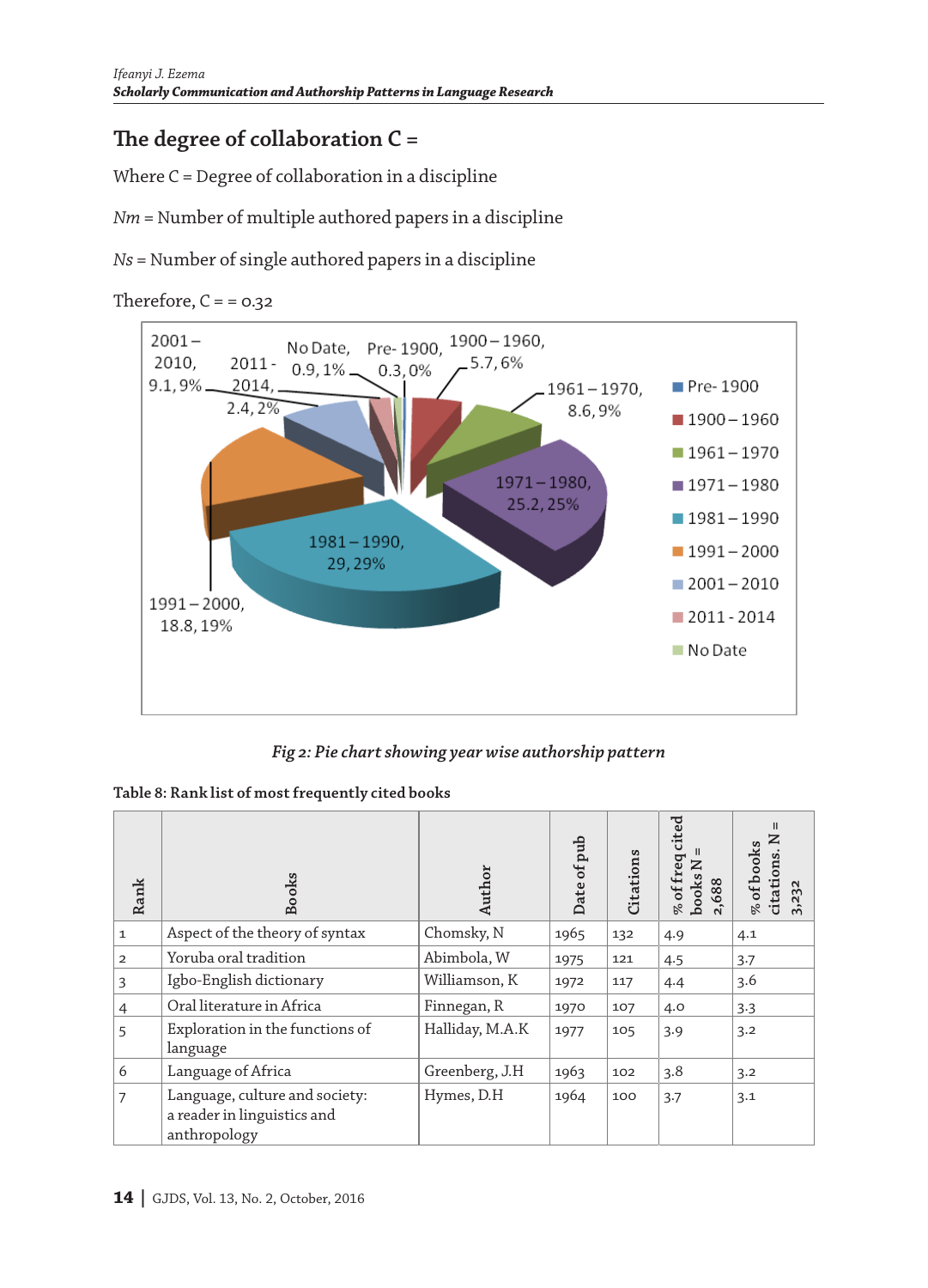## The degree of collaboration C =

Where C = Degree of collaboration in a discipline

*Nm* = Number of multiple authored papers in a discipline

*Ns* = Number of single authored papers in a discipline

Therefore, C = = 0.32

*Fig 2: Pie chart showing year wise authorship pattern*

**Table 8: Rank list of most frequently cited books**

| Rank | Books | Author | Date of pub | Citations | % of freq cited books N = 2,688 | % of books citations. N = 3,232 |
|---|---|---|---|---|---|---|
| 1 | Aspect of the theory of syntax | Chomsky, N | 1965 | 132 | 4.9 | 4.1 |
| 2 | Yoruba oral tradition | Abimbola, W | 1975 | 121 | 4.5 | 3.7 |
| 3 | Igbo-English dictionary | Williamson, K | 1972 | 117 | 4.4 | 3.6 |
| 4 | Oral literature in Africa | Finnegan, R | 1970 | 107 | 4.0 | 3.3 |
| 5 | Exploration in the functions of language | Halliday, M.A.K | 1977 | 105 | 3.9 | 3.2 |
| 6 | Language of Africa | Greenberg, J.H | 1963 | 102 | 3.8 | 3.2 |
| 7 | Language, culture and society: a reader in linguistics and anthropology | Hymes, D.H | 1964 | 100 | 3.7 | 3.1 |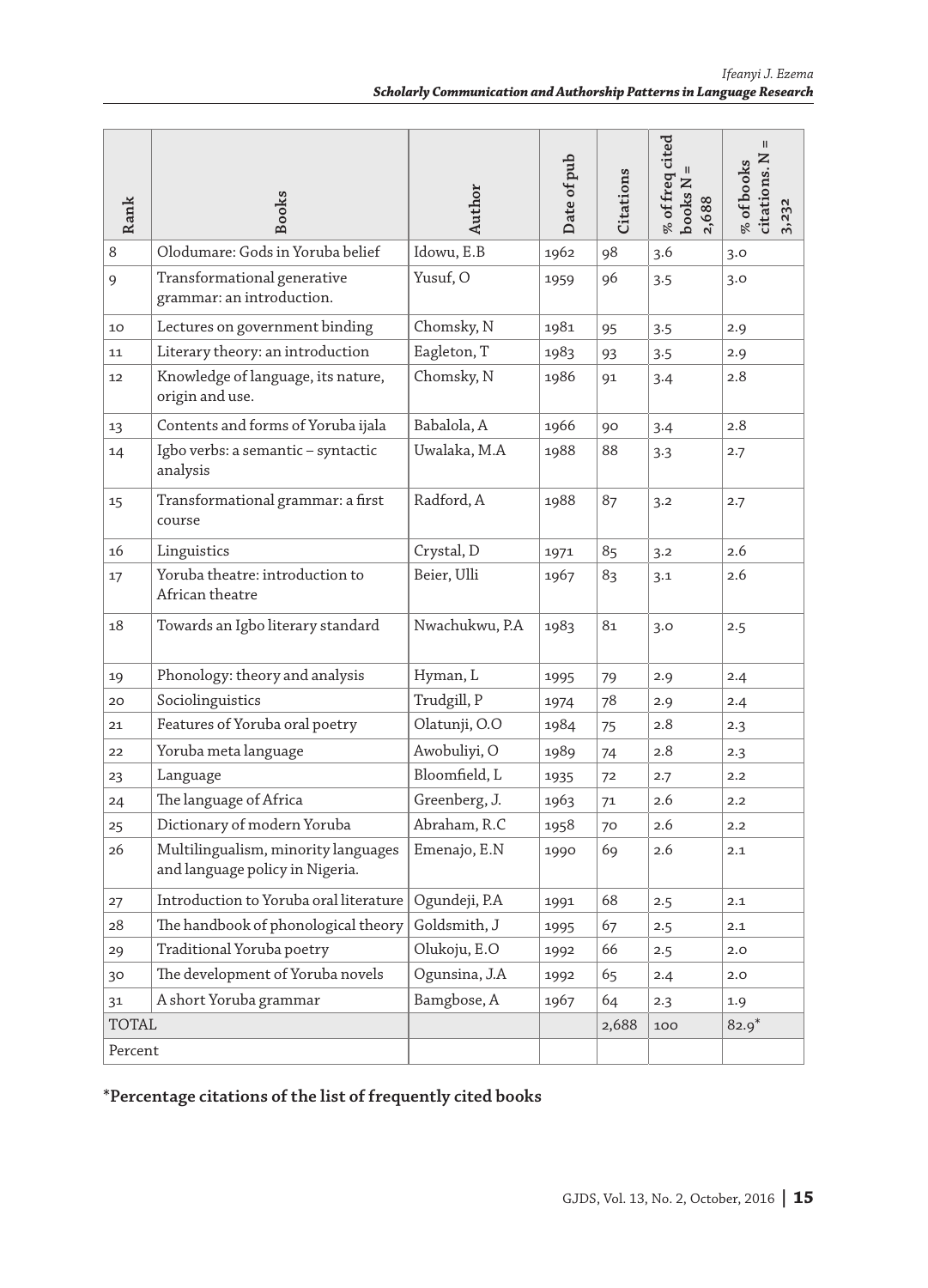| Rank | Books | Author | Date of pub | Citations | % of freq cited books N = 2,688 | % of books citations. N = 3,232 |
|---|---|---|---|---|---|---|
| 8 | Olodumare: Gods in Yoruba belief | Idowu, E.B | 1962 | 98 | 3.6 | 3.0 |
| 9 | Transformational generative grammar: an introduction. | Yusuf, O | 1959 | 96 | 3.5 | 3.0 |
| 10 | Lectures on government binding | Chomsky, N | 1981 | 95 | 3.5 | 2.9 |
| 11 | Literary theory: an introduction | Eagleton, T | 1983 | 93 | 3.5 | 2.9 |
| 12 | Knowledge of language, its nature, origin and use. | Chomsky, N | 1986 | 91 | 3.4 | 2.8 |
| 13 | Contents and forms of Yoruba ijala | Babalola, A | 1966 | 90 | 3.4 | 2.8 |
| 14 | Igbo verbs: a semantic – syntactic analysis | Uwalaka, M.A | 1988 | 88 | 3.3 | 2.7 |
| 15 | Transformational grammar: a first course | Radford, A | 1988 | 87 | 3.2 | 2.7 |
| 16 | Linguistics | Crystal, D | 1971 | 85 | 3.2 | 2.6 |
| 17 | Yoruba theatre: introduction to African theatre | Beier, Ulli | 1967 | 83 | 3.1 | 2.6 |
| 18 | Towards an Igbo literary standard | Nwachukwu, P.A | 1983 | 81 | 3.0 | 2.5 |
| 19 | Phonology: theory and analysis | Hyman, L | 1995 | 79 | 2.9 | 2.4 |
| 20 | Sociolinguistics | Trudgill, P | 1974 | 78 | 2.9 | 2.4 |
| 21 | Features of Yoruba oral poetry | Olatunji, O.O | 1984 | 75 | 2.8 | 2.3 |
| 22 | Yoruba meta language | Awobuliyi, O | 1989 | 74 | 2.8 | 2.3 |
| 23 | Language | Bloomfield, L | 1935 | 72 | 2.7 | 2.2 |
| 24 | The language of Africa | Greenberg, J. | 1963 | 71 | 2.6 | 2.2 |
| 25 | Dictionary of modern Yoruba | Abraham, R.C | 1958 | 70 | 2.6 | 2.2 |
| 26 | Multilingualism, minority languages and language policy in Nigeria. | Emenajo, E.N | 1990 | 69 | 2.6 | 2.1 |
| 27 | Introduction to Yoruba oral literature | Ogundeji, P.A | 1991 | 68 | 2.5 | 2.1 |
| 28 | The handbook of phonological theory | Goldsmith, J | 1995 | 67 | 2.5 | 2.1 |
| 29 | Traditional Yoruba poetry | Olukoju, E.O | 1992 | 66 | 2.5 | 2.0 |
| 30 | The development of Yoruba novels | Ogunsina, J.A | 1992 | 65 | 2.4 | 2.0 |
| 31 | A short Yoruba grammar | Bamgbose, A | 1967 | 64 | 2.3 | 1.9 |
| TOTAL | | | | 2,688 | 100 | 82.9* |
| Percent | | | | | | |

**\*Percentage citations of the list of frequently cited books**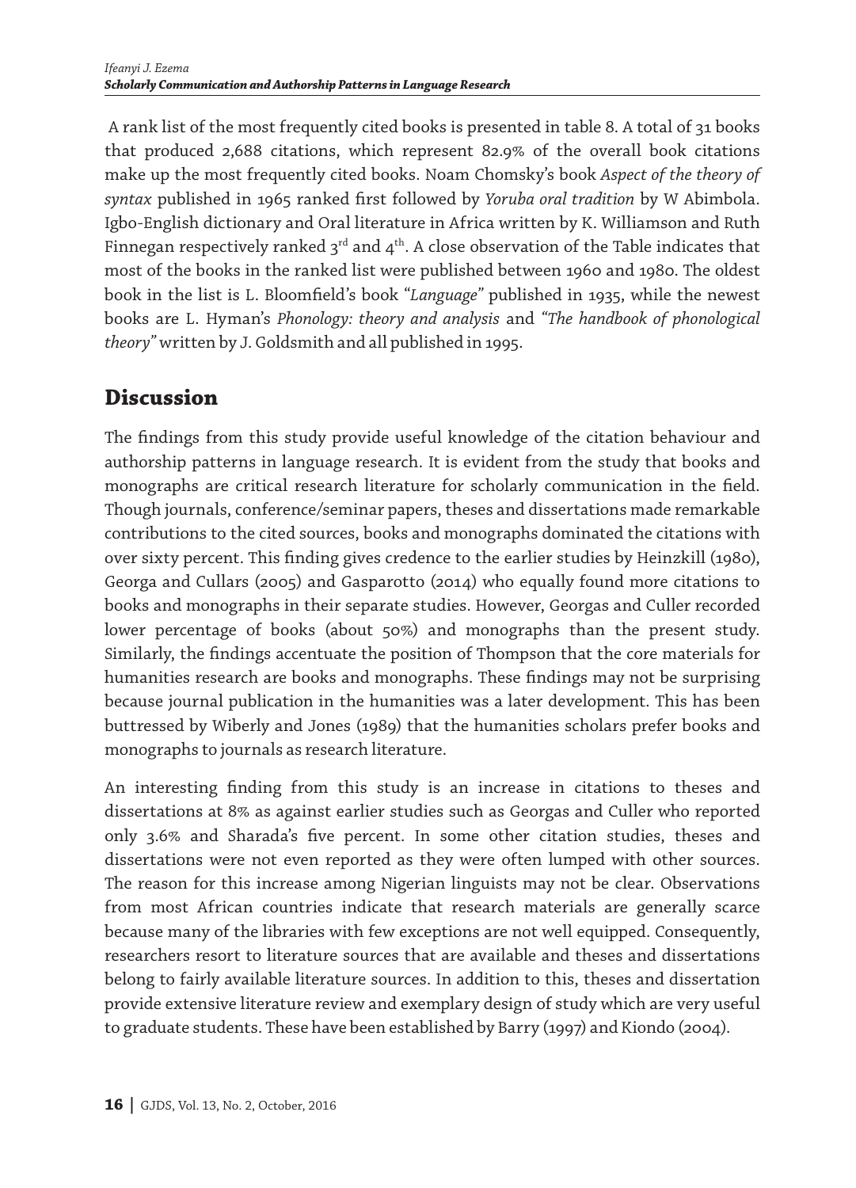A rank list of the most frequently cited books is presented in table 8. A total of 31 books that produced 2,688 citations, which represent 82.9% of the overall book citations make up the most frequently cited books. Noam Chomsky's book *Aspect of the theory of syntax* published in 1965 ranked first followed by *Yoruba oral tradition* by W Abimbola. Igbo-English dictionary and Oral literature in Africa written by K. Williamson and Ruth Finnegan respectively ranked 3rd and 4th. A close observation of the Table indicates that most of the books in the ranked list were published between 1960 and 1980. The oldest book in the list is L. Bloomfield's book "*Language*" published in 1935, while the newest books are L. Hyman's *Phonology: theory and analysis* and *"The handbook of phonological theory"* written by J. Goldsmith and all published in 1995.

## Discussion

The findings from this study provide useful knowledge of the citation behaviour and authorship patterns in language research. It is evident from the study that books and monographs are critical research literature for scholarly communication in the field. Though journals, conference/seminar papers, theses and dissertations made remarkable contributions to the cited sources, books and monographs dominated the citations with over sixty percent. This finding gives credence to the earlier studies by Heinzkill (1980), Georga and Cullars (2005) and Gasparotto (2014) who equally found more citations to books and monographs in their separate studies. However, Georgas and Culler recorded lower percentage of books (about 50%) and monographs than the present study. Similarly, the findings accentuate the position of Thompson that the core materials for humanities research are books and monographs. These findings may not be surprising because journal publication in the humanities was a later development. This has been buttressed by Wiberly and Jones (1989) that the humanities scholars prefer books and monographs to journals as research literature.

An interesting finding from this study is an increase in citations to theses and dissertations at 8% as against earlier studies such as Georgas and Culler who reported only 3.6% and Sharada's five percent. In some other citation studies, theses and dissertations were not even reported as they were often lumped with other sources. The reason for this increase among Nigerian linguists may not be clear. Observations from most African countries indicate that research materials are generally scarce because many of the libraries with few exceptions are not well equipped. Consequently, researchers resort to literature sources that are available and theses and dissertations belong to fairly available literature sources. In addition to this, theses and dissertation provide extensive literature review and exemplary design of study which are very useful to graduate students. These have been established by Barry (1997) and Kiondo (2004).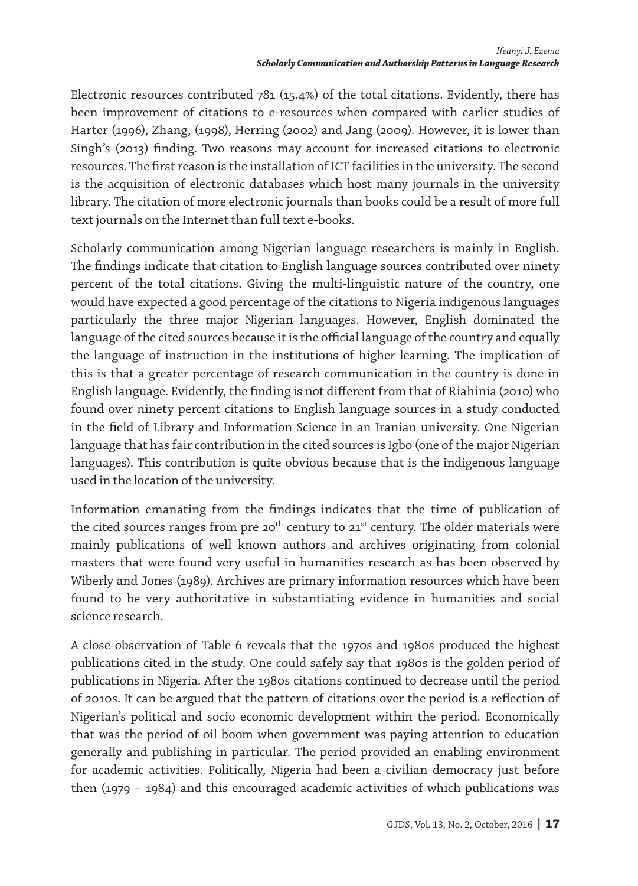Electronic resources contributed 781 (15.4%) of the total citations. Evidently, there has been improvement of citations to e-resources when compared with earlier studies of Harter (1996), Zhang, (1998), Herring (2002) and Jang (2009). However, it is lower than Singh's (2013) finding. Two reasons may account for increased citations to electronic resources. The first reason is the installation of ICT facilities in the university. The second is the acquisition of electronic databases which host many journals in the university library. The citation of more electronic journals than books could be a result of more full text journals on the Internet than full text e-books.

Scholarly communication among Nigerian language researchers is mainly in English. The findings indicate that citation to English language sources contributed over ninety percent of the total citations. Giving the multi-linguistic nature of the country, one would have expected a good percentage of the citations to Nigeria indigenous languages particularly the three major Nigerian languages. However, English dominated the language of the cited sources because it is the official language of the country and equally the language of instruction in the institutions of higher learning. The implication of this is that a greater percentage of research communication in the country is done in English language. Evidently, the finding is not different from that of Riahinia (2010) who found over ninety percent citations to English language sources in a study conducted in the field of Library and Information Science in an Iranian university. One Nigerian language that has fair contribution in the cited sources is Igbo (one of the major Nigerian languages). This contribution is quite obvious because that is the indigenous language used in the location of the university.

Information emanating from the findings indicates that the time of publication of the cited sources ranges from pre 20th century to 21st century. The older materials were mainly publications of well known authors and archives originating from colonial masters that were found very useful in humanities research as has been observed by Wiberly and Jones (1989). Archives are primary information resources which have been found to be very authoritative in substantiating evidence in humanities and social science research.

A close observation of Table 6 reveals that the 1970s and 1980s produced the highest publications cited in the study. One could safely say that 1980s is the golden period of publications in Nigeria. After the 1980s citations continued to decrease until the period of 2010s. It can be argued that the pattern of citations over the period is a reflection of Nigerian's political and socio economic development within the period. Economically that was the period of oil boom when government was paying attention to education generally and publishing in particular. The period provided an enabling environment for academic activities. Politically, Nigeria had been a civilian democracy just before then (1979 – 1984) and this encouraged academic activities of which publications was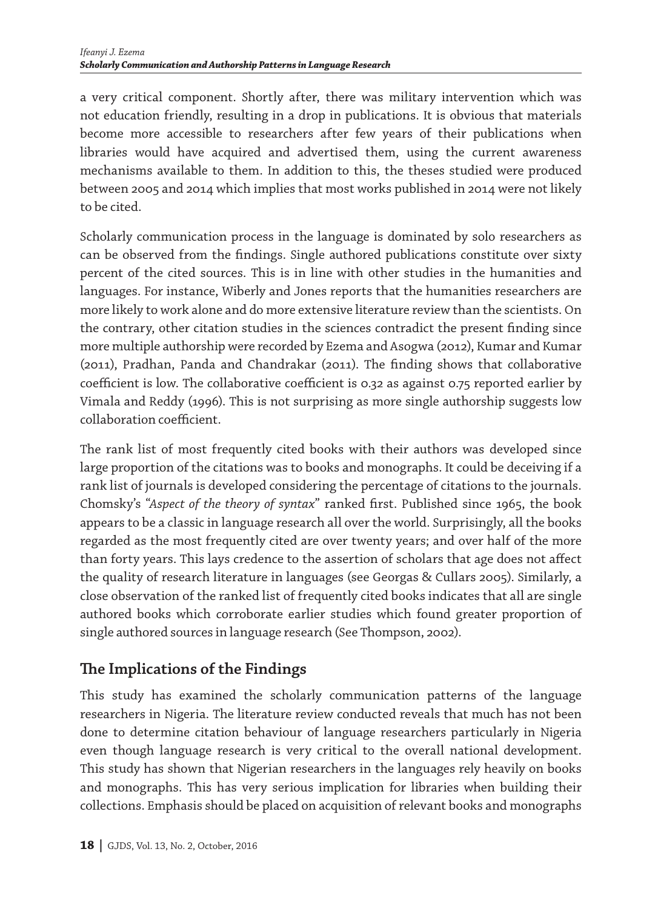a very critical component. Shortly after, there was military intervention which was not education friendly, resulting in a drop in publications. It is obvious that materials become more accessible to researchers after few years of their publications when libraries would have acquired and advertised them, using the current awareness mechanisms available to them. In addition to this, the theses studied were produced between 2005 and 2014 which implies that most works published in 2014 were not likely to be cited.

Scholarly communication process in the language is dominated by solo researchers as can be observed from the findings. Single authored publications constitute over sixty percent of the cited sources. This is in line with other studies in the humanities and languages. For instance, Wiberly and Jones reports that the humanities researchers are more likely to work alone and do more extensive literature review than the scientists. On the contrary, other citation studies in the sciences contradict the present finding since more multiple authorship were recorded by Ezema and Asogwa (2012), Kumar and Kumar (2011), Pradhan, Panda and Chandrakar (2011). The finding shows that collaborative coefficient is low. The collaborative coefficient is 0.32 as against 0.75 reported earlier by Vimala and Reddy (1996). This is not surprising as more single authorship suggests low collaboration coefficient.

The rank list of most frequently cited books with their authors was developed since large proportion of the citations was to books and monographs. It could be deceiving if a rank list of journals is developed considering the percentage of citations to the journals. Chomsky's "*Aspect of the theory of syntax*" ranked first. Published since 1965, the book appears to be a classic in language research all over the world. Surprisingly, all the books regarded as the most frequently cited are over twenty years; and over half of the more than forty years. This lays credence to the assertion of scholars that age does not affect the quality of research literature in languages (see Georgas & Cullars 2005). Similarly, a close observation of the ranked list of frequently cited books indicates that all are single authored books which corroborate earlier studies which found greater proportion of single authored sources in language research (See Thompson, 2002).

## The Implications of the Findings

This study has examined the scholarly communication patterns of the language researchers in Nigeria. The literature review conducted reveals that much has not been done to determine citation behaviour of language researchers particularly in Nigeria even though language research is very critical to the overall national development. This study has shown that Nigerian researchers in the languages rely heavily on books and monographs. This has very serious implication for libraries when building their collections. Emphasis should be placed on acquisition of relevant books and monographs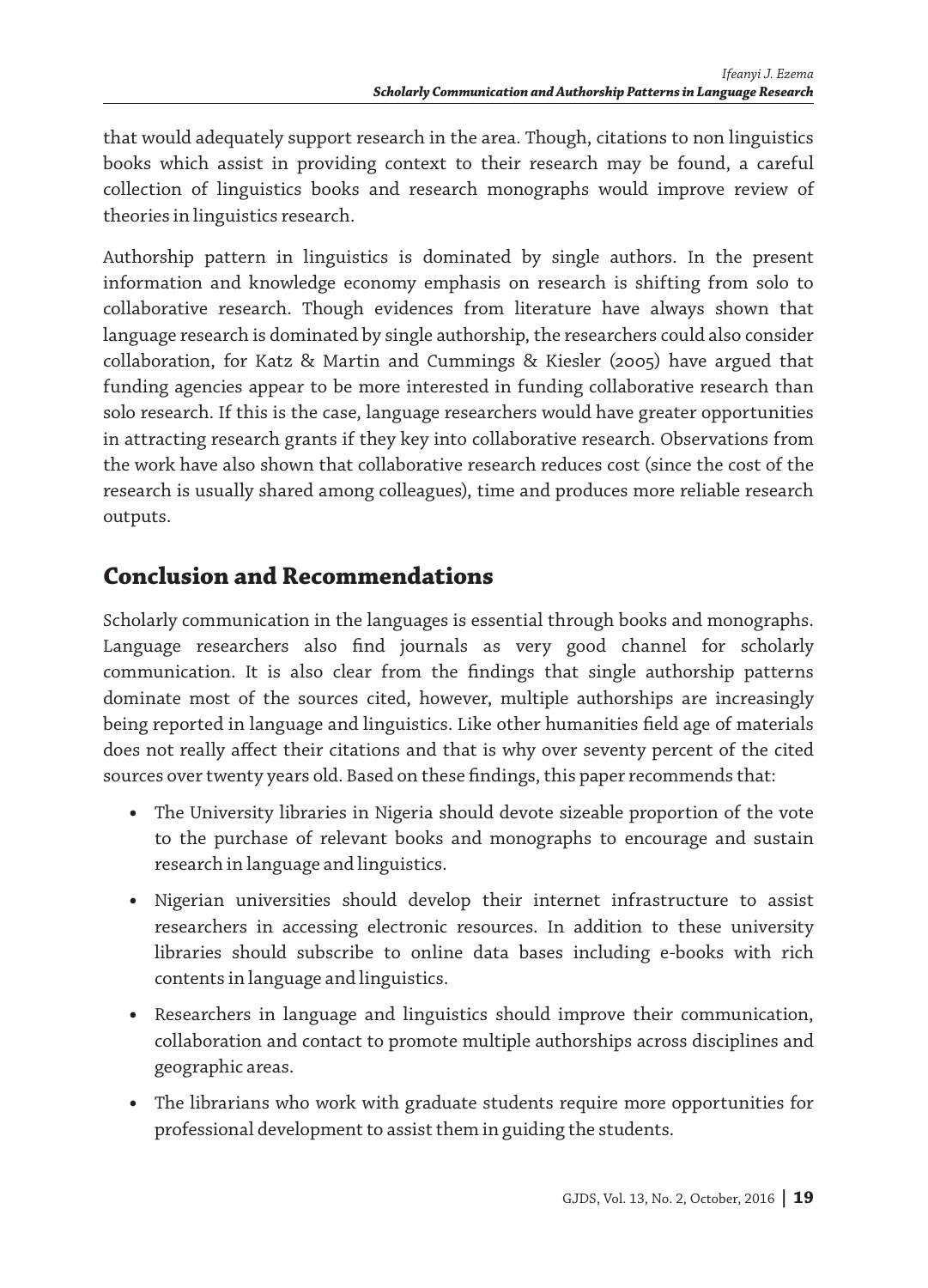that would adequately support research in the area. Though, citations to non linguistics books which assist in providing context to their research may be found, a careful collection of linguistics books and research monographs would improve review of theories in linguistics research.

Authorship pattern in linguistics is dominated by single authors. In the present information and knowledge economy emphasis on research is shifting from solo to collaborative research. Though evidences from literature have always shown that language research is dominated by single authorship, the researchers could also consider collaboration, for Katz & Martin and Cummings & Kiesler (2005) have argued that funding agencies appear to be more interested in funding collaborative research than solo research. If this is the case, language researchers would have greater opportunities in attracting research grants if they key into collaborative research. Observations from the work have also shown that collaborative research reduces cost (since the cost of the research is usually shared among colleagues), time and produces more reliable research outputs.

## Conclusion and Recommendations

Scholarly communication in the languages is essential through books and monographs. Language researchers also find journals as very good channel for scholarly communication. It is also clear from the findings that single authorship patterns dominate most of the sources cited, however, multiple authorships are increasingly being reported in language and linguistics. Like other humanities field age of materials does not really affect their citations and that is why over seventy percent of the cited sources over twenty years old. Based on these findings, this paper recommends that:

- The University libraries in Nigeria should devote sizeable proportion of the vote to the purchase of relevant books and monographs to encourage and sustain research in language and linguistics.
- Nigerian universities should develop their internet infrastructure to assist researchers in accessing electronic resources. In addition to these university libraries should subscribe to online data bases including e-books with rich contents in language and linguistics.
- Researchers in language and linguistics should improve their communication, collaboration and contact to promote multiple authorships across disciplines and geographic areas.
- The librarians who work with graduate students require more opportunities for professional development to assist them in guiding the students.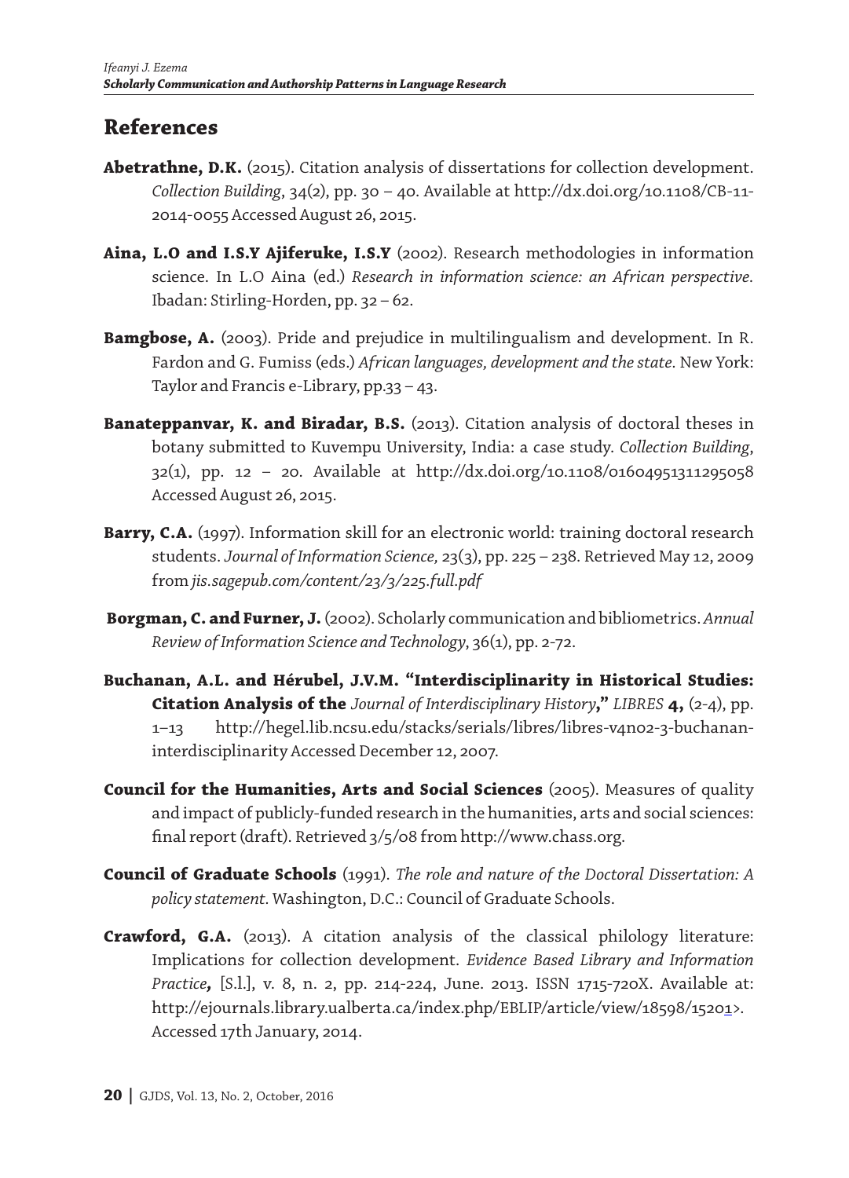## References

**Abetrathne, D.K.** (2015). Citation analysis of dissertations for collection development. *Collection Building*, 34(2), pp. 30 – 40. Available at http://dx.doi.org/10.1108/CB-11-2014-0055 Accessed August 26, 2015.

**Aina, L.O and I.S.Y Ajiferuke, I.S.Y** (2002). Research methodologies in information science. In L.O Aina (ed.) *Research in information science: an African perspective*. Ibadan: Stirling-Horden, pp. 32 – 62.

**Bamgbose, A.** (2003). Pride and prejudice in multilingualism and development. In R. Fardon and G. Fumiss (eds.) *African languages, development and the state*. New York: Taylor and Francis e-Library, pp.33 – 43.

**Banateppanvar, K. and Biradar, B.S.** (2013). Citation analysis of doctoral theses in botany submitted to Kuvempu University, India: a case study. *Collection Building*, 32(1), pp. 12 – 20. Available at http://dx.doi.org/10.1108/01604951311295058 Accessed August 26, 2015.

**Barry, C.A.** (1997). Information skill for an electronic world: training doctoral research students. *Journal of Information Science,* 23(3), pp. 225 – 238. Retrieved May 12, 2009 from *jis.sagepub.com/content/23/3/225.full.pdf*

**Borgman, C. and Furner, J.** (2002). Scholarly communication and bibliometrics. *Annual Review of Information Science and Technology*, 36(1), pp. 2-72.

**Buchanan, A.L. and Hérubel, J.V.M. "Interdisciplinarity in Historical Studies: Citation Analysis of the** *Journal of Interdisciplinary History***,"** *LIBRES* **4,** (2-4), pp. 1–13 http://hegel.lib.ncsu.edu/stacks/serials/libres/libres-v4n02-3-buchanan-interdisciplinarity Accessed December 12, 2007.

**Council for the Humanities, Arts and Social Sciences** (2005). Measures of quality and impact of publicly-funded research in the humanities, arts and social sciences: final report (draft). Retrieved 3/5/08 from http://www.chass.org.

**Council of Graduate Schools** (1991). *The role and nature of the Doctoral Dissertation: A policy statement.* Washington, D.C.: Council of Graduate Schools.

**Crawford, G.A.** (2013). A citation analysis of the classical philology literature: Implications for collection development. *Evidence Based Library and Information Practice***,** [S.l.], v. 8, n. 2, pp. 214-224, June. 2013. ISSN 1715-720X. Available at: http://ejournals.library.ualberta.ca/index.php/EBLIP/article/view/18598/15201>. Accessed 17th January, 2014.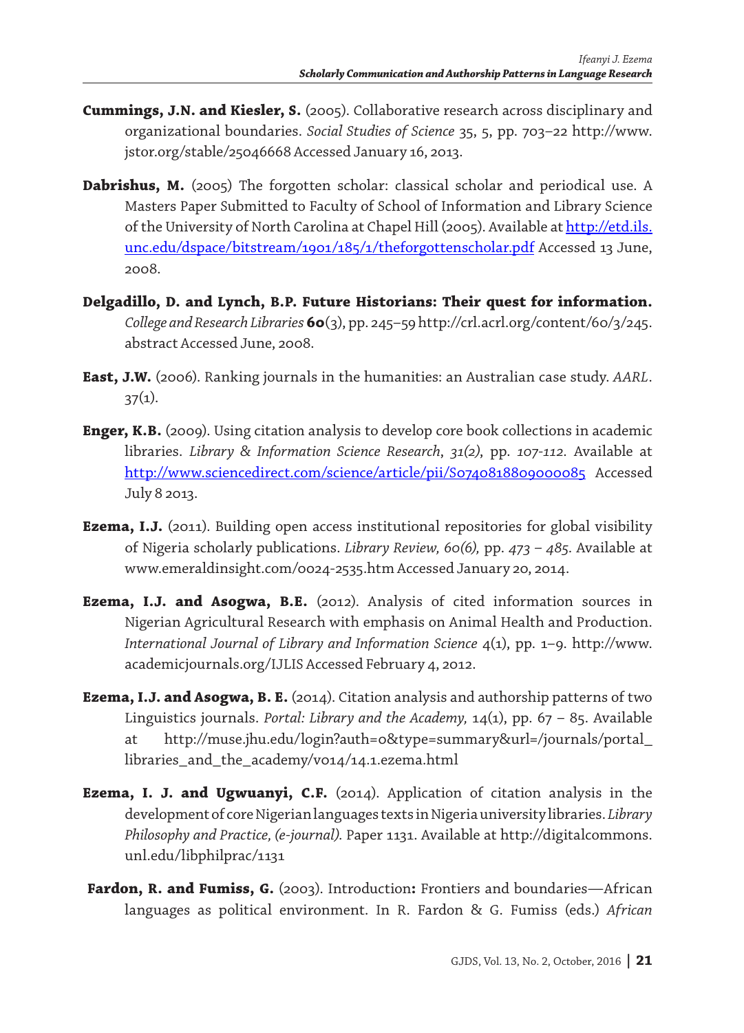**Cummings, J.N. and Kiesler, S.** (2005). Collaborative research across disciplinary and organizational boundaries. *Social Studies of Science* 35, 5, pp. 703–22 http://www.jstor.org/stable/25046668 Accessed January 16, 2013.

**Dabrishus, M.** (2005) The forgotten scholar: classical scholar and periodical use. A Masters Paper Submitted to Faculty of School of Information and Library Science of the University of North Carolina at Chapel Hill (2005). Available at http://etd.ils.unc.edu/dspace/bitstream/1901/185/1/theforgottenscholar.pdf Accessed 13 June, 2008.

**Delgadillo, D. and Lynch, B.P. Future Historians: Their quest for information.** *College and Research Libraries* **60**(3), pp. 245–59 http://crl.acrl.org/content/60/3/245.abstract Accessed June, 2008.

**East, J.W.** (2006). Ranking journals in the humanities: an Australian case study. *AARL*. 37(1).

**Enger, K.B.** (2009). Using citation analysis to develop core book collections in academic libraries. *Library & Information Science Research*, *31(2)*, pp. *107-112*. Available at http://www.sciencedirect.com/science/article/pii/S0740818809000085 Accessed July 8 2013.

**Ezema, I.J.** (2011). Building open access institutional repositories for global visibility of Nigeria scholarly publications. *Library Review, 60(6),* pp. *473 – 485*. Available at www.emeraldinsight.com/0024-2535.htm Accessed January 20, 2014.

**Ezema, I.J. and Asogwa, B.E.** (2012). Analysis of cited information sources in Nigerian Agricultural Research with emphasis on Animal Health and Production. *International Journal of Library and Information Science* 4(1), pp. 1–9. http://www.academicjournals.org/IJLIS Accessed February 4, 2012.

**Ezema, I.J. and Asogwa, B. E.** (2014). Citation analysis and authorship patterns of two Linguistics journals. *Portal: Library and the Academy,* 14(1), pp. 67 – 85. Available at http://muse.jhu.edu/login?auth=0&type=summary&url=/journals/portal_libraries_and_the_academy/v014/14.1.ezema.html

**Ezema, I. J. and Ugwuanyi, C.F.** (2014). Application of citation analysis in the development of core Nigerian languages texts in Nigeria university libraries. *Library Philosophy and Practice, (e-journal).* Paper 1131. Available at http://digitalcommons.unl.edu/libphilprac/1131

**Fardon, R. and Fumiss, G.** (2003). Introduction**:** Frontiers and boundaries—African languages as political environment. In R. Fardon & G. Fumiss (eds.) *African*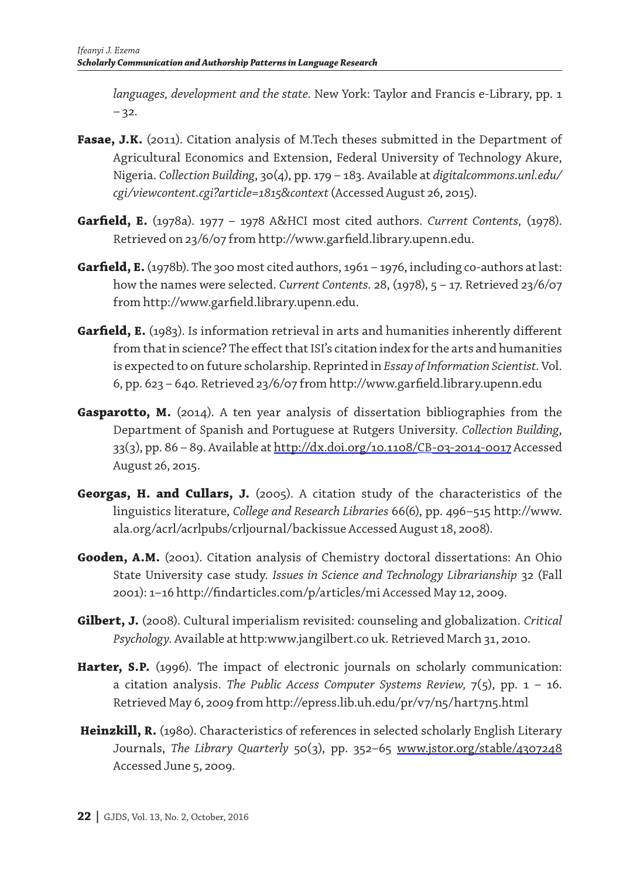*languages, development and the state*. New York: Taylor and Francis e-Library, pp. 1 – 32.

**Fasae, J.K.** (2011). Citation analysis of M.Tech theses submitted in the Department of Agricultural Economics and Extension, Federal University of Technology Akure, Nigeria. *Collection Building*, 30(4), pp. 179 – 183. Available at *digitalcommons.unl.edu/cgi/viewcontent.cgi?article=1815&context* (Accessed August 26, 2015).

**Garfield, E.** (1978a). 1977 – 1978 A&HCI most cited authors. *Current Contents,* (1978). Retrieved on 23/6/07 from http://www.garfield.library.upenn.edu.

**Garfield, E.** (1978b). The 300 most cited authors, 1961 – 1976, including co-authors at last: how the names were selected. *Current Contents*. 28, (1978), 5 – 17. Retrieved 23/6/07 from http://www.garfield.library.upenn.edu.

**Garfield, E.** (1983). Is information retrieval in arts and humanities inherently different from that in science? The effect that ISI's citation index for the arts and humanities is expected to on future scholarship. Reprinted in *Essay of Information Scientist*. Vol. 6, pp. 623 – 640. Retrieved 23/6/07 from http://www.garfield.library.upenn.edu

**Gasparotto, M.** (2014). A ten year analysis of dissertation bibliographies from the Department of Spanish and Portuguese at Rutgers University. *Collection Building*, 33(3), pp. 86 – 89. Available at http://dx.doi.org/10.1108/CB-03-2014-0017 Accessed August 26, 2015.

**Georgas, H. and Cullars, J.** (2005). A citation study of the characteristics of the linguistics literature, *College and Research Libraries* 66(6), pp. 496–515 http://www.ala.org/acrl/acrlpubs/crljournal/backissue Accessed August 18, 2008).

**Gooden, A.M.** (2001). Citation analysis of Chemistry doctoral dissertations: An Ohio State University case study. *Issues in Science and Technology Librarianship* 32 (Fall 2001): 1–16 http://findarticles.com/p/articles/mi Accessed May 12, 2009.

**Gilbert, J.** (2008). Cultural imperialism revisited: counseling and globalization. *Critical Psychology*. Available at http:www.jangilbert.co uk. Retrieved March 31, 2010.

**Harter, S.P.** (1996). The impact of electronic journals on scholarly communication: a citation analysis. *The Public Access Computer Systems Review,* 7(5), pp. 1 – 16. Retrieved May 6, 2009 from http://epress.lib.uh.edu/pr/v7/n5/hart7n5.html

**Heinzkill, R.** (1980). Characteristics of references in selected scholarly English Literary Journals, *The Library Quarterly* 50(3), pp. 352–65 www.jstor.org/stable/4307248 Accessed June 5, 2009.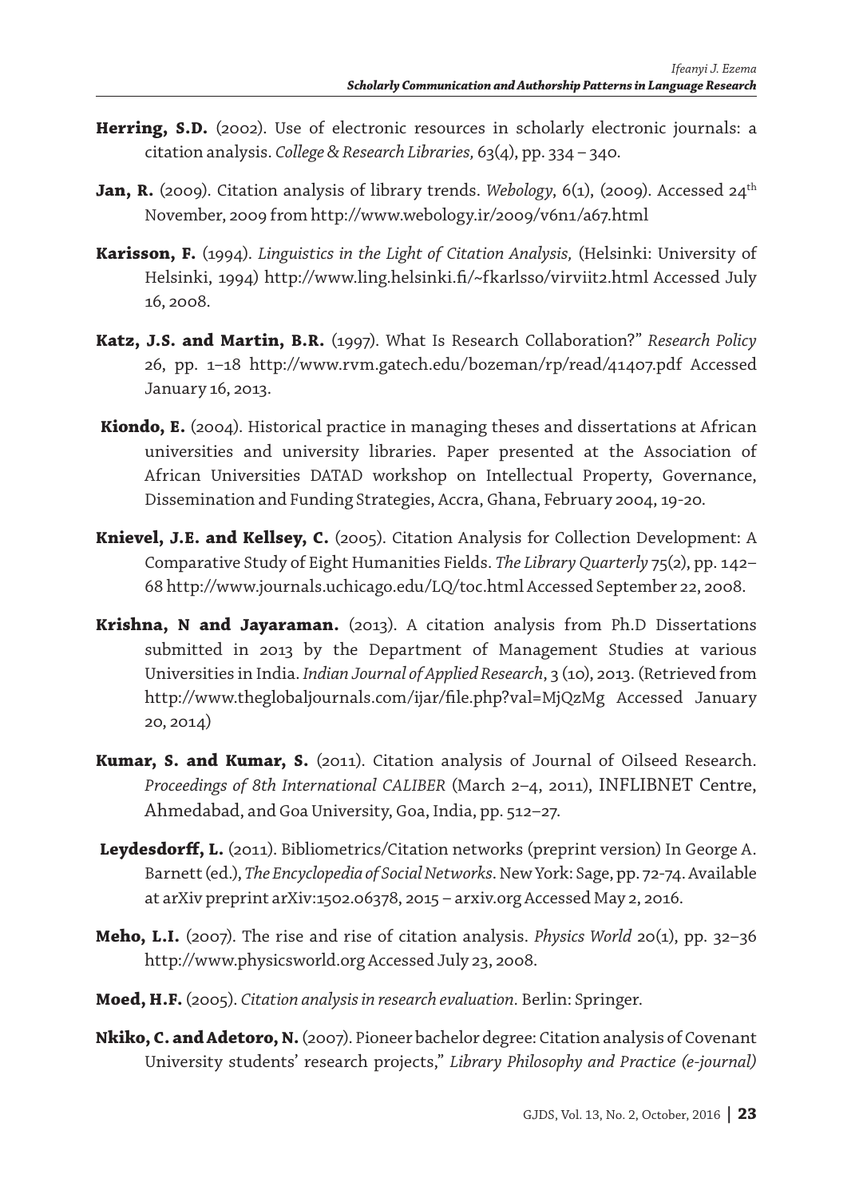**Herring, S.D.** (2002). Use of electronic resources in scholarly electronic journals: a citation analysis. *College & Research Libraries,* 63(4), pp. 334 – 340.

**Jan, R.** (2009). Citation analysis of library trends. *Webology*, 6(1), (2009). Accessed 24th November, 2009 from http://www.webology.ir/2009/v6n1/a67.html

**Karisson, F.** (1994). *Linguistics in the Light of Citation Analysis,* (Helsinki: University of Helsinki, 1994) http://www.ling.helsinki.fi/~fkarlsso/virviit2.html Accessed July 16, 2008.

**Katz, J.S. and Martin, B.R.** (1997). What Is Research Collaboration?" *Research Policy* 26, pp. 1–18 http://www.rvm.gatech.edu/bozeman/rp/read/41407.pdf Accessed January 16, 2013.

**Kiondo, E.** (2004). Historical practice in managing theses and dissertations at African universities and university libraries. Paper presented at the Association of African Universities DATAD workshop on Intellectual Property, Governance, Dissemination and Funding Strategies, Accra, Ghana, February 2004, 19-20.

**Knievel, J.E. and Kellsey, C.** (2005). Citation Analysis for Collection Development: A Comparative Study of Eight Humanities Fields. *The Library Quarterly* 75(2), pp. 142–68 http://www.journals.uchicago.edu/LQ/toc.html Accessed September 22, 2008.

**Krishna, N and Jayaraman.** (2013). A citation analysis from Ph.D Dissertations submitted in 2013 by the Department of Management Studies at various Universities in India. *Indian Journal of Applied Research*, 3 (10), 2013. (Retrieved from http://www.theglobaljournals.com/ijar/file.php?val=MjQzMg Accessed January 20, 2014)

**Kumar, S. and Kumar, S.** (2011). Citation analysis of Journal of Oilseed Research. *Proceedings of 8th International CALIBER* (March 2–4, 2011), INFLIBNET Centre, Ahmedabad, and Goa University, Goa, India, pp. 512–27.

**Leydesdorff, L.** (2011). Bibliometrics/Citation networks (preprint version) In George A. Barnett (ed.), *The Encyclopedia of Social Networks*. New York: Sage, pp. 72-74. Available at arXiv preprint arXiv:1502.06378, 2015 – arxiv.org Accessed May 2, 2016.

**Meho, L.I.** (2007). The rise and rise of citation analysis. *Physics World* 20(1), pp. 32–36 http://www.physicsworld.org Accessed July 23, 2008.

**Moed, H.F.** (2005). *Citation analysis in research evaluation.* Berlin: Springer.

**Nkiko, C. and Adetoro, N.** (2007). Pioneer bachelor degree: Citation analysis of Covenant University students' research projects," *Library Philosophy and Practice (e-journal)*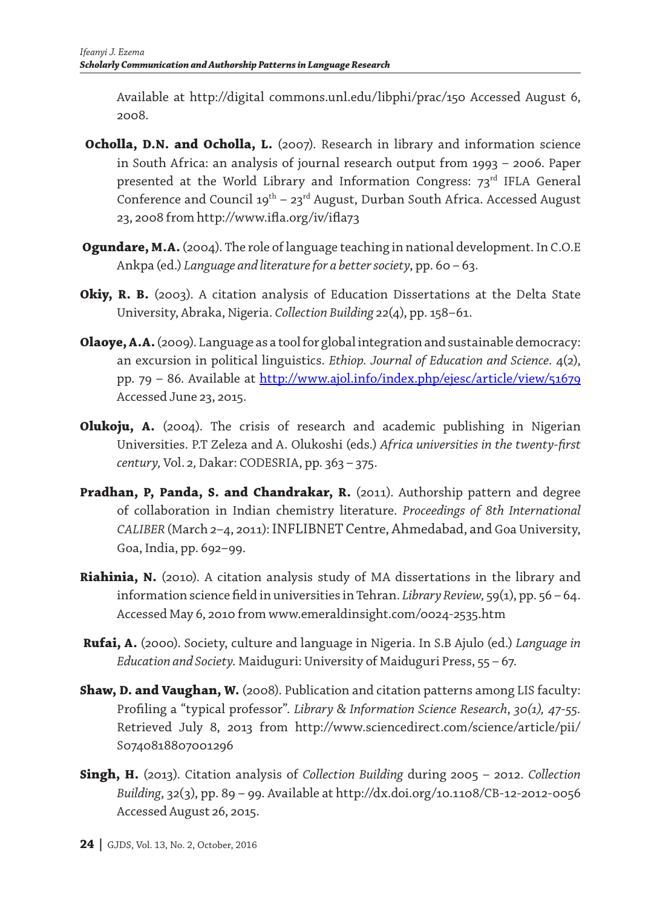Available at http://digital commons.unl.edu/libphi/prac/150 Accessed August 6, 2008.

**Ocholla, D.N. and Ocholla, L.** (2007). Research in library and information science in South Africa: an analysis of journal research output from 1993 – 2006. Paper presented at the World Library and Information Congress: 73rd IFLA General Conference and Council 19th – 23rd August, Durban South Africa. Accessed August 23, 2008 from http://www.ifla.org/iv/ifla73

**Ogundare, M.A.** (2004). The role of language teaching in national development. In C.O.E Ankpa (ed.) *Language and literature for a better society*, pp. 60 – 63.

**Okiy, R. B.** (2003). A citation analysis of Education Dissertations at the Delta State University, Abraka, Nigeria. *Collection Building* 22(4), pp. 158–61.

**Olaoye, A.A.** (2009). Language as a tool for global integration and sustainable democracy: an excursion in political linguistics. *Ethiop. Journal of Education and Science.* 4(2), pp. 79 – 86. Available at http://www.ajol.info/index.php/ejesc/article/view/51679 Accessed June 23, 2015.

**Olukoju, A.** (2004). The crisis of research and academic publishing in Nigerian Universities. P.T Zeleza and A. Olukoshi (eds.) *Africa universities in the twenty-first century,* Vol. 2, Dakar: CODESRIA, pp. 363 – 375.

**Pradhan, P, Panda, S. and Chandrakar, R.** (2011). Authorship pattern and degree of collaboration in Indian chemistry literature. *Proceedings of 8th International CALIBER* (March 2–4, 2011): INFLIBNET Centre, Ahmedabad, and Goa University, Goa, India, pp. 692–99.

**Riahinia, N.** (2010). A citation analysis study of MA dissertations in the library and information science field in universities in Tehran. *Library Review,* 59(1), pp. 56 – 64. Accessed May 6, 2010 from www.emeraldinsight.com/0024-2535.htm

**Rufai, A.** (2000). Society, culture and language in Nigeria. In S.B Ajulo (ed.) *Language in Education and Society.* Maiduguri: University of Maiduguri Press, 55 – 67.

**Shaw, D. and Vaughan, W.** (2008). Publication and citation patterns among LIS faculty: Profiling a "typical professor". *Library & Information Science Research*, *30(1), 47-55.* Retrieved July 8, 2013 from http://www.sciencedirect.com/science/article/pii/S0740818807001296

**Singh, H.** (2013). Citation analysis of *Collection Building* during 2005 – 2012. *Collection Building*, 32(3), pp. 89 – 99. Available at http://dx.doi.org/10.1108/CB-12-2012-0056 Accessed August 26, 2015.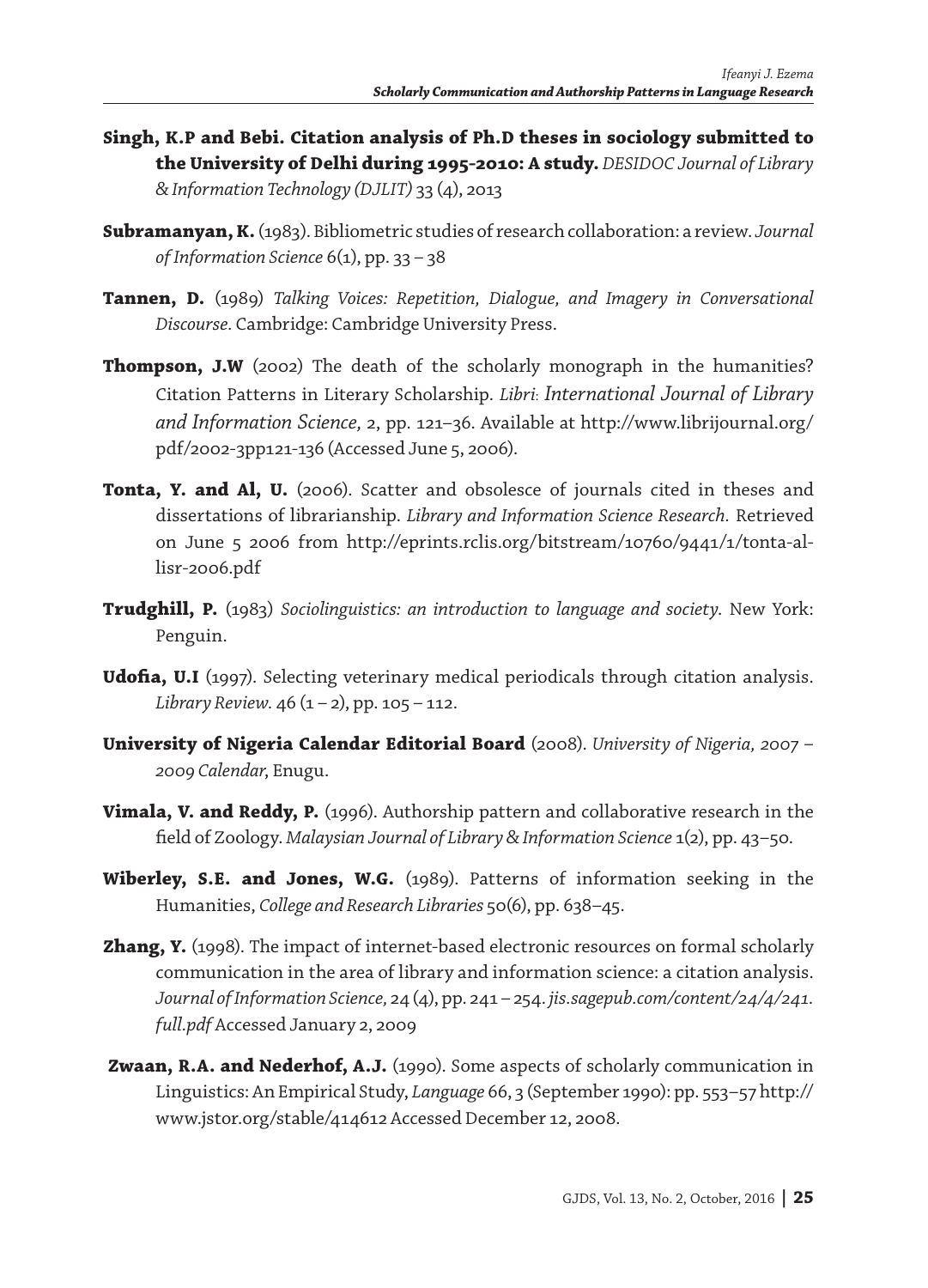**Singh, K.P and Bebi. Citation analysis of Ph.D theses in sociology submitted to the University of Delhi during 1995-2010: A study.** *DESIDOC Journal of Library & Information Technology (DJLIT)* 33 (4), 2013

**Subramanyan, K.** (1983). Bibliometric studies of research collaboration: a review. *Journal of Information Science* 6(1), pp. 33 – 38

**Tannen, D.** (1989) *Talking Voices: Repetition, Dialogue, and Imagery in Conversational Discourse*. Cambridge: Cambridge University Press.

**Thompson, J.W** (2002) The death of the scholarly monograph in the humanities? Citation Patterns in Literary Scholarship. *Libri: International Journal of Library and Information Science,* 2, pp. 121–36. Available at http://www.librijournal.org/pdf/2002-3pp121-136 (Accessed June 5, 2006).

**Tonta, Y. and Al, U.** (2006). Scatter and obsolesce of journals cited in theses and dissertations of librarianship. *Library and Information Science Research*. Retrieved on June 5 2006 from http://eprints.rclis.org/bitstream/10760/9441/1/tonta-al-lisr-2006.pdf

**Trudghill, P.** (1983) *Sociolinguistics: an introduction to language and society*. New York: Penguin.

**Udofia, U.I** (1997). Selecting veterinary medical periodicals through citation analysis. *Library Review*. 46 (1 – 2), pp. 105 – 112.

**University of Nigeria Calendar Editorial Board** (2008). *University of Nigeria, 2007 – 2009 Calendar*, Enugu.

**Vimala, V. and Reddy, P.** (1996). Authorship pattern and collaborative research in the field of Zoology. *Malaysian Journal of Library & Information Science* 1(2), pp. 43–50.

**Wiberley, S.E. and Jones, W.G.** (1989). Patterns of information seeking in the Humanities, *College and Research Libraries* 50(6), pp. 638–45.

**Zhang, Y.** (1998). The impact of internet-based electronic resources on formal scholarly communication in the area of library and information science: a citation analysis. *Journal of Information Science,* 24 (4), pp. 241 – 254. *jis.sagepub.com/content/24/4/241.full.pdf* Accessed January 2, 2009

**Zwaan, R.A. and Nederhof, A.J.** (1990). Some aspects of scholarly communication in Linguistics: An Empirical Study, *Language* 66, 3 (September 1990): pp. 553–57 http://www.jstor.org/stable/414612 Accessed December 12, 2008.